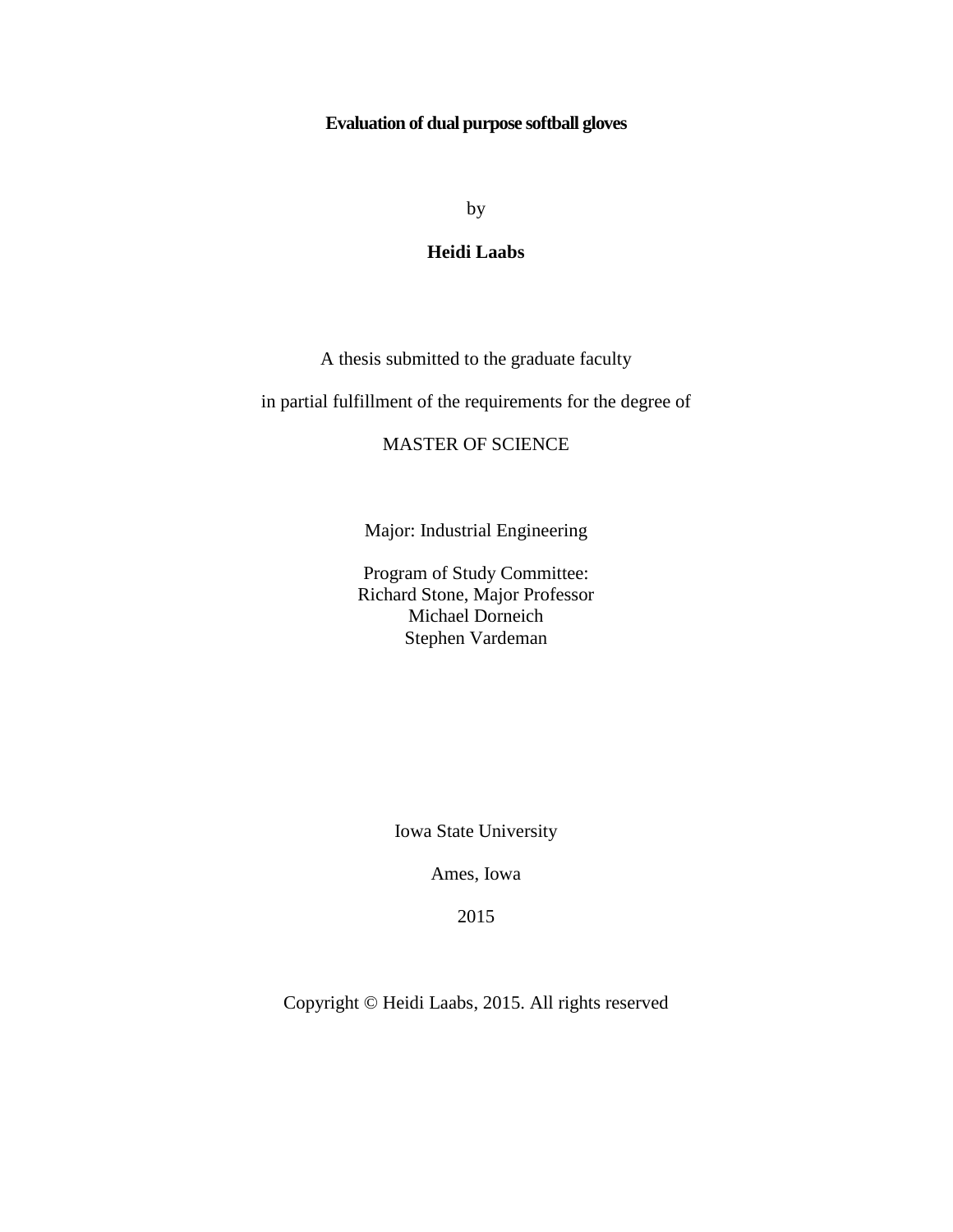# Evaluation of dual purpose softball gloves

by

**Heidi Laabs**

A thesis submitted to the graduate faculty

in partial fulfillment of the requirements for the degree of

MASTER OF SCIENCE

Major: Industrial Engineering

Program of Study Committee:
Richard Stone, Major Professor
Michael Dorneich
Stephen Vardeman

Iowa State University

Ames, Iowa

2015

Copyright © Heidi Laabs, 2015. All rights reserved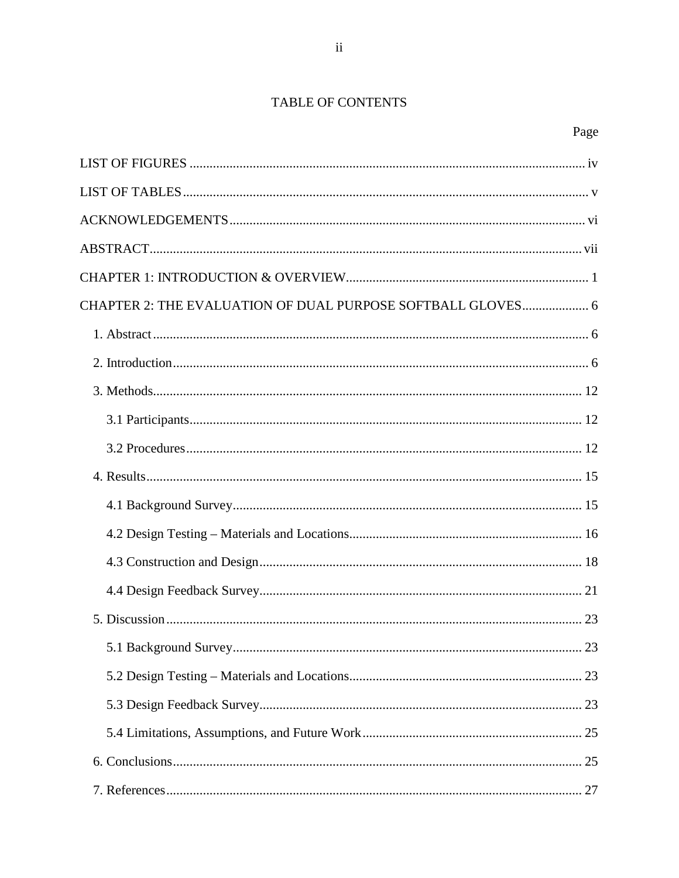# TABLE OF CONTENTS

| | Page |
|---|---|
| LIST OF FIGURES | iv |
| LIST OF TABLES | v |
| ACKNOWLEDGEMENTS | vi |
| ABSTRACT | vii |
| CHAPTER 1: INTRODUCTION & OVERVIEW | 1 |
| CHAPTER 2: THE EVALUATION OF DUAL PURPOSE SOFTBALL GLOVES | 6 |
| 1. Abstract | 6 |
| 2. Introduction | 6 |
| 3. Methods | 12 |
| 3.1 Participants | 12 |
| 3.2 Procedures | 12 |
| 4. Results | 15 |
| 4.1 Background Survey | 15 |
| 4.2 Design Testing – Materials and Locations | 16 |
| 4.3 Construction and Design | 18 |
| 4.4 Design Feedback Survey | 21 |
| 5. Discussion | 23 |
| 5.1 Background Survey | 23 |
| 5.2 Design Testing – Materials and Locations | 23 |
| 5.3 Design Feedback Survey | 23 |
| 5.4 Limitations, Assumptions, and Future Work | 25 |
| 6. Conclusions | 25 |
| 7. References | 27 |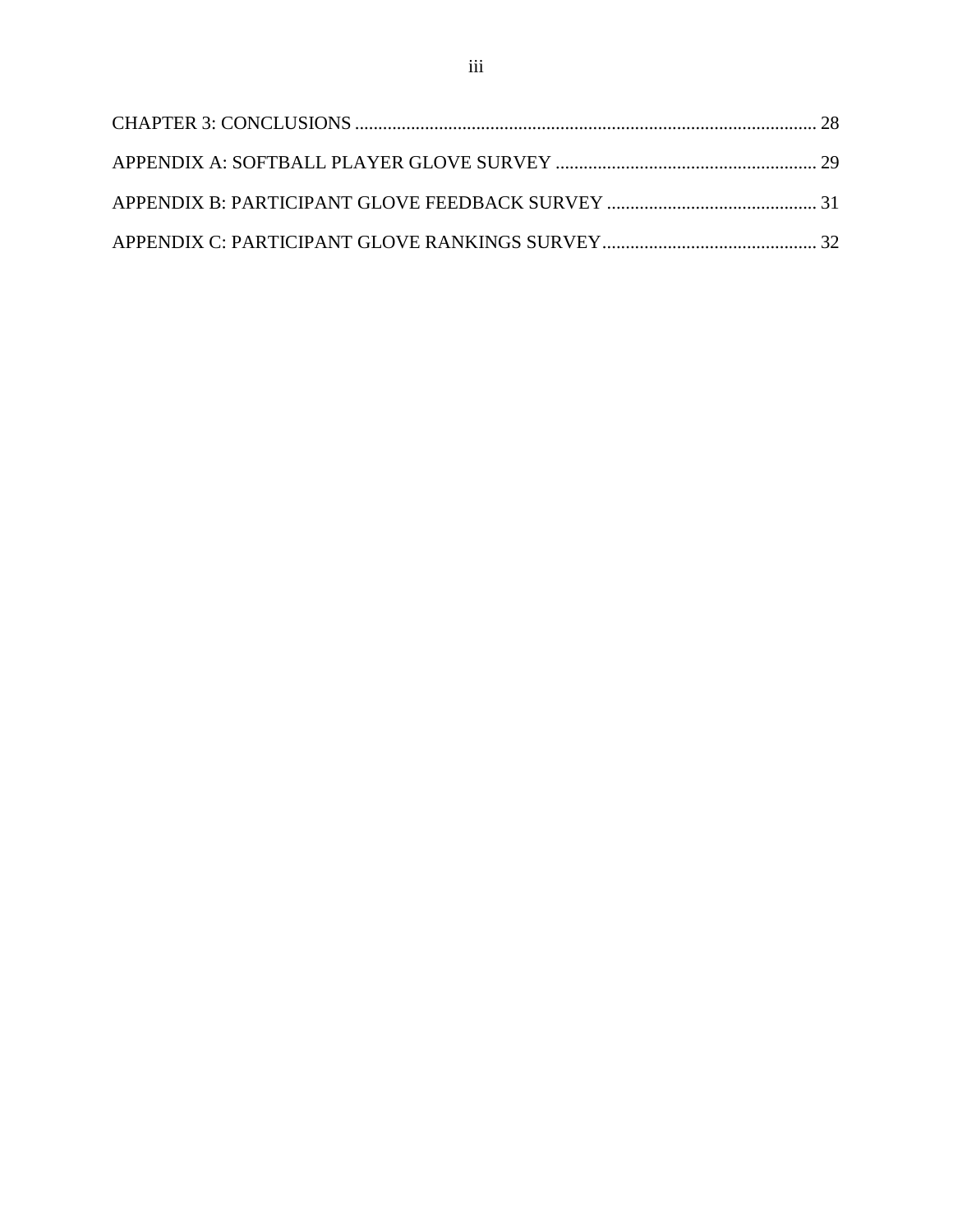CHAPTER 3: CONCLUSIONS .................................................................................................. 28

APPENDIX A: SOFTBALL PLAYER GLOVE SURVEY ........................................................ 29

APPENDIX B: PARTICIPANT GLOVE FEEDBACK SURVEY ............................................. 31

APPENDIX C: PARTICIPANT GLOVE RANKINGS SURVEY.............................................. 32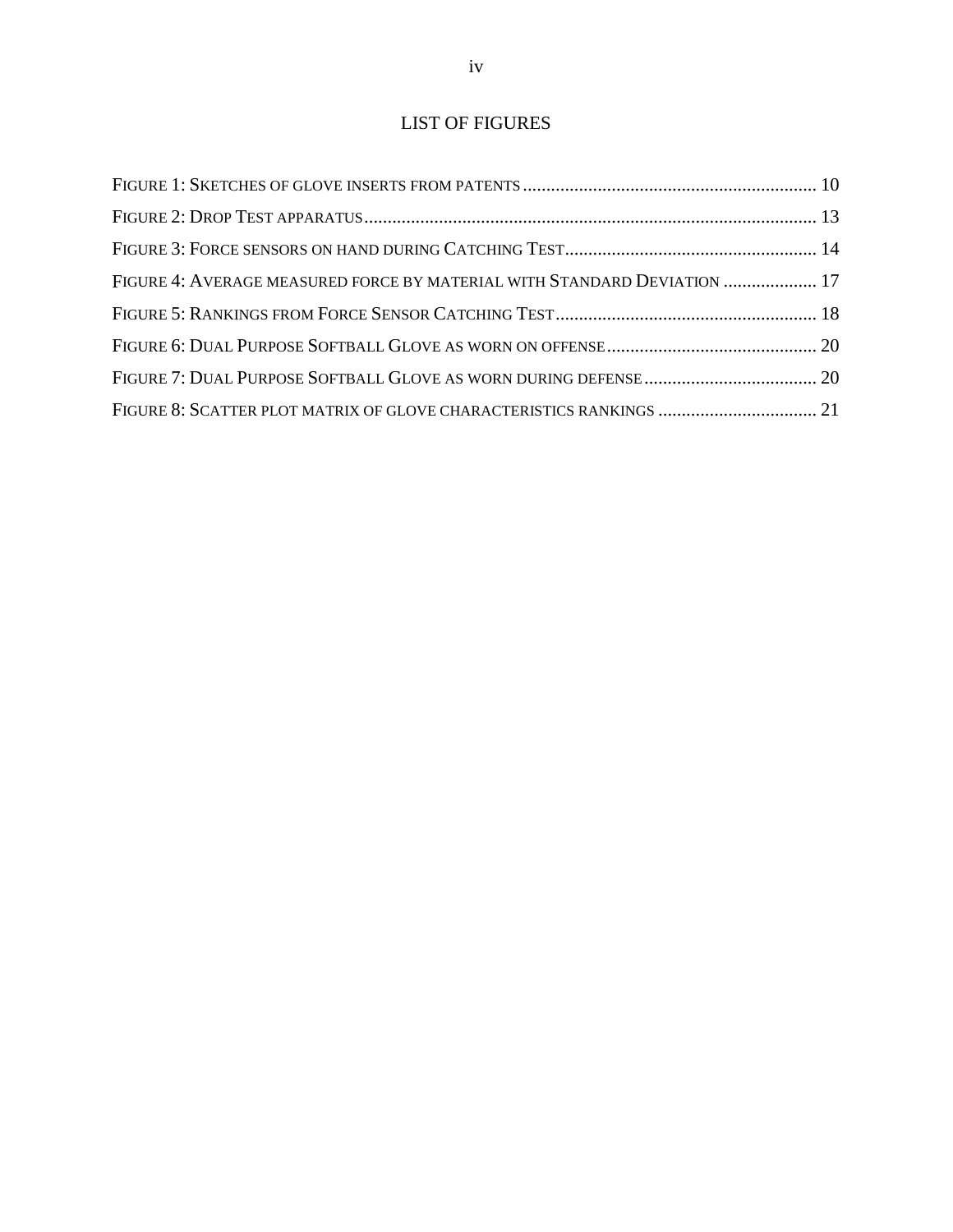# LIST OF FIGURES

Figure 1: Sketches of glove inserts from patents ............................................................... 10
Figure 2: Drop Test apparatus ................................................................................................. 13
Figure 3: Force sensors on hand during Catching Test ...................................................... 14
Figure 4: Average measured force by material with Standard Deviation .................... 17
Figure 5: Rankings from Force Sensor Catching Test ........................................................ 18
Figure 6: Dual Purpose Softball Glove as worn on offense ............................................. 20
Figure 7: Dual Purpose Softball Glove as worn during defense ..................................... 20
Figure 8: Scatter plot matrix of glove characteristics rankings .................................. 21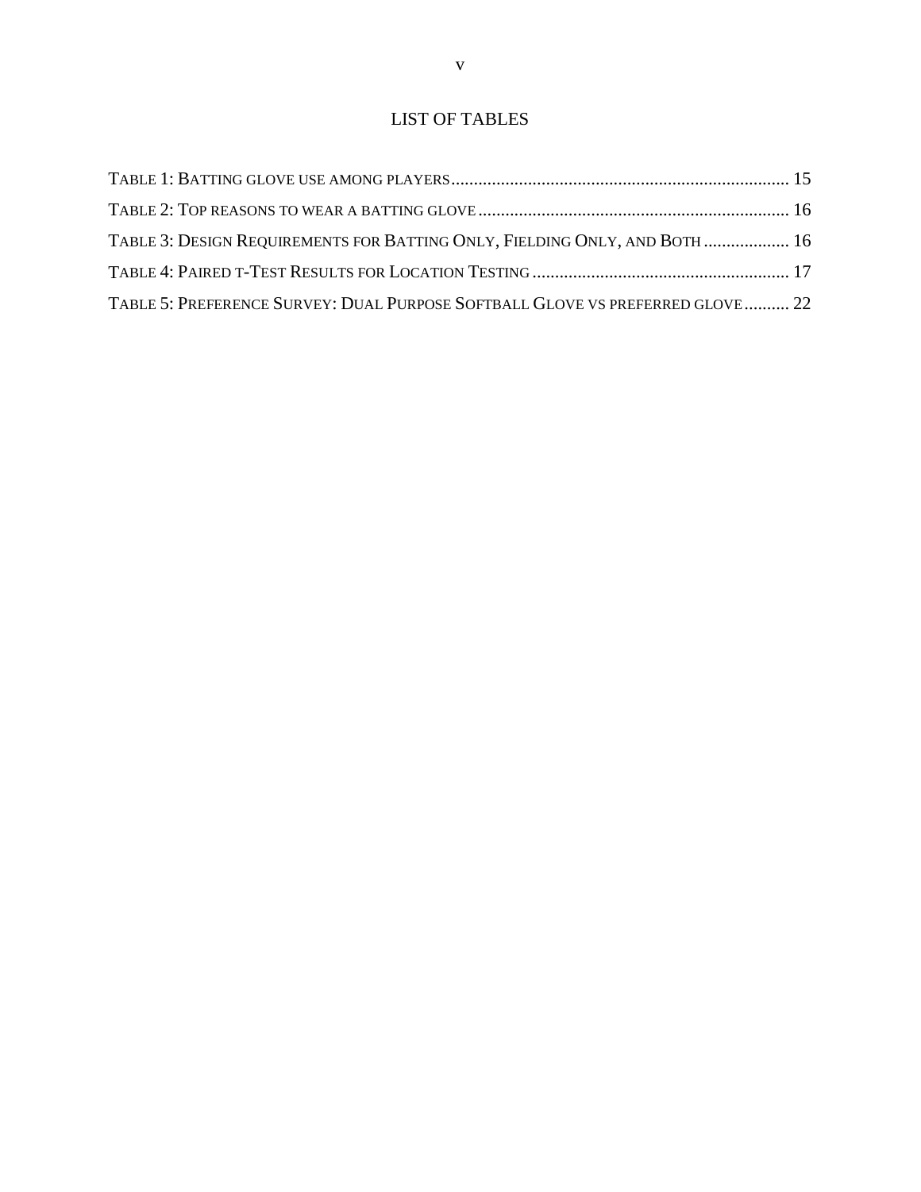# LIST OF TABLES

Table 1: Batting glove use among players .......... 15

Table 2: Top reasons to wear a batting glove .......... 16

Table 3: Design Requirements for Batting Only, Fielding Only, and Both .......... 16

Table 4: Paired t-Test Results for Location Testing .......... 17

Table 5: Preference Survey: Dual Purpose Softball Glove vs preferred glove .......... 22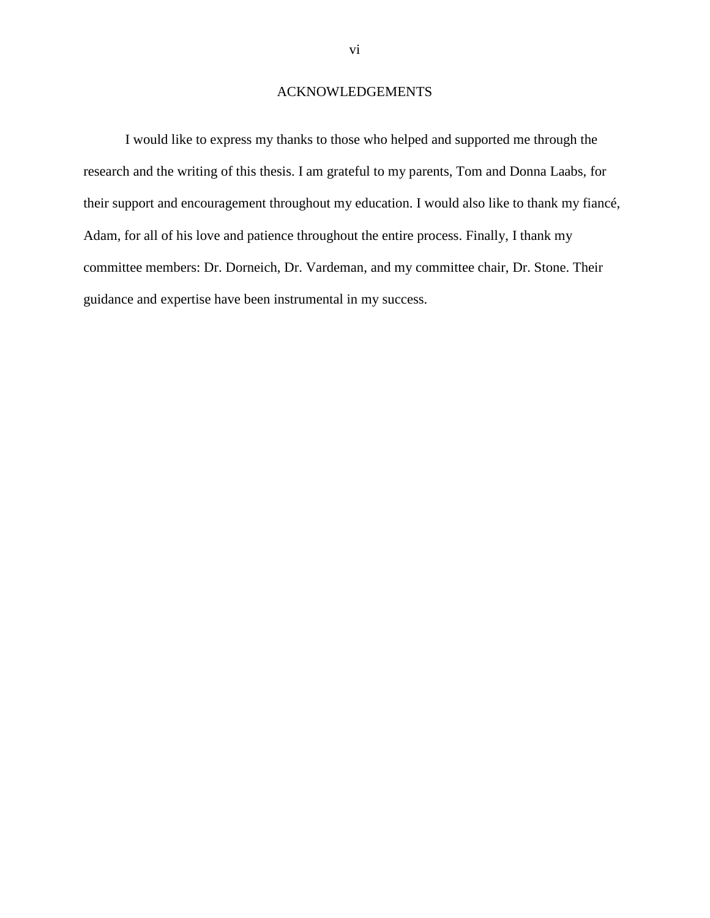# ACKNOWLEDGEMENTS

I would like to express my thanks to those who helped and supported me through the research and the writing of this thesis. I am grateful to my parents, Tom and Donna Laabs, for their support and encouragement throughout my education. I would also like to thank my fiancé, Adam, for all of his love and patience throughout the entire process. Finally, I thank my committee members: Dr. Dorneich, Dr. Vardeman, and my committee chair, Dr. Stone. Their guidance and expertise have been instrumental in my success.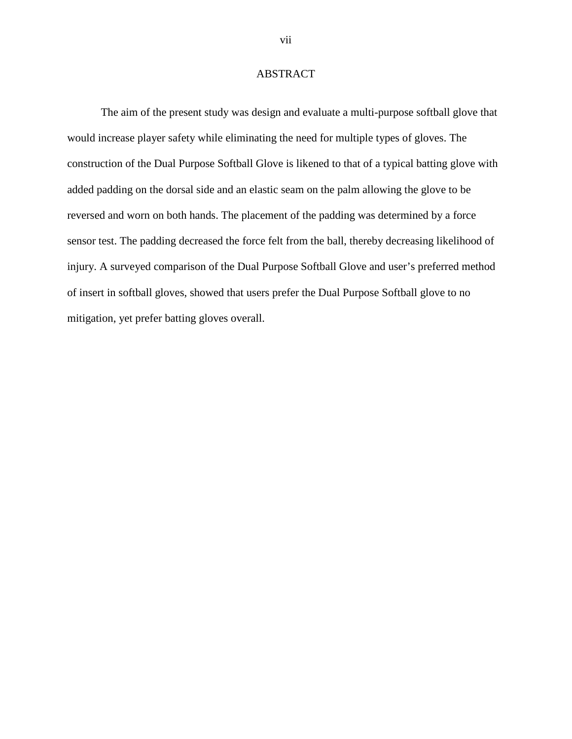# ABSTRACT

The aim of the present study was design and evaluate a multi-purpose softball glove that would increase player safety while eliminating the need for multiple types of gloves. The construction of the Dual Purpose Softball Glove is likened to that of a typical batting glove with added padding on the dorsal side and an elastic seam on the palm allowing the glove to be reversed and worn on both hands. The placement of the padding was determined by a force sensor test. The padding decreased the force felt from the ball, thereby decreasing likelihood of injury. A surveyed comparison of the Dual Purpose Softball Glove and user's preferred method of insert in softball gloves, showed that users prefer the Dual Purpose Softball glove to no mitigation, yet prefer batting gloves overall.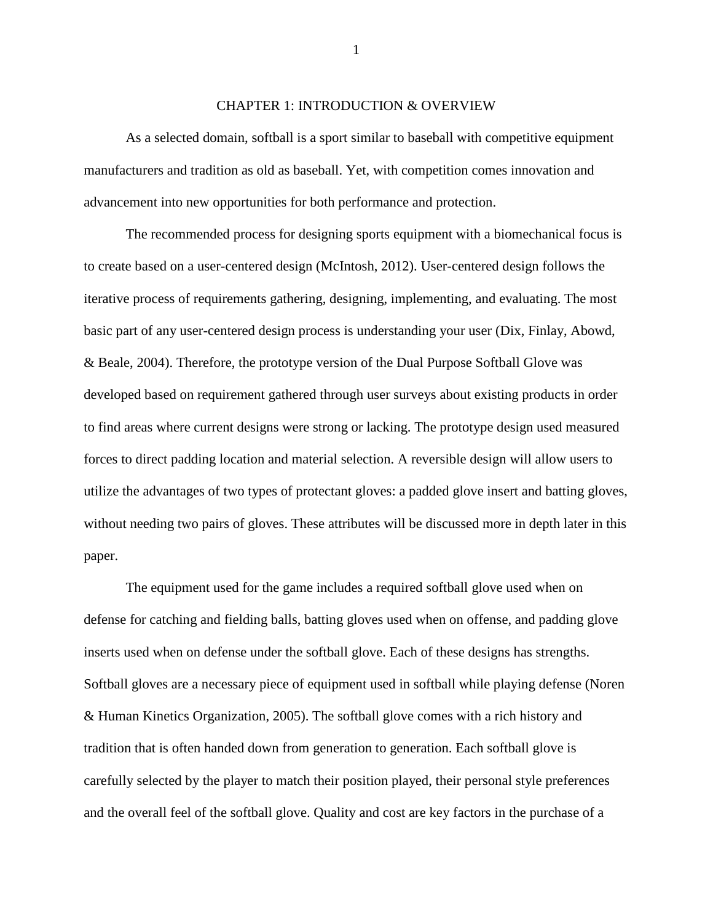# CHAPTER 1: INTRODUCTION & OVERVIEW

As a selected domain, softball is a sport similar to baseball with competitive equipment manufacturers and tradition as old as baseball. Yet, with competition comes innovation and advancement into new opportunities for both performance and protection.

The recommended process for designing sports equipment with a biomechanical focus is to create based on a user-centered design (McIntosh, 2012). User-centered design follows the iterative process of requirements gathering, designing, implementing, and evaluating. The most basic part of any user-centered design process is understanding your user (Dix, Finlay, Abowd, & Beale, 2004). Therefore, the prototype version of the Dual Purpose Softball Glove was developed based on requirement gathered through user surveys about existing products in order to find areas where current designs were strong or lacking. The prototype design used measured forces to direct padding location and material selection. A reversible design will allow users to utilize the advantages of two types of protectant gloves: a padded glove insert and batting gloves, without needing two pairs of gloves. These attributes will be discussed more in depth later in this paper.

The equipment used for the game includes a required softball glove used when on defense for catching and fielding balls, batting gloves used when on offense, and padding glove inserts used when on defense under the softball glove. Each of these designs has strengths. Softball gloves are a necessary piece of equipment used in softball while playing defense (Noren & Human Kinetics Organization, 2005). The softball glove comes with a rich history and tradition that is often handed down from generation to generation. Each softball glove is carefully selected by the player to match their position played, their personal style preferences and the overall feel of the softball glove. Quality and cost are key factors in the purchase of a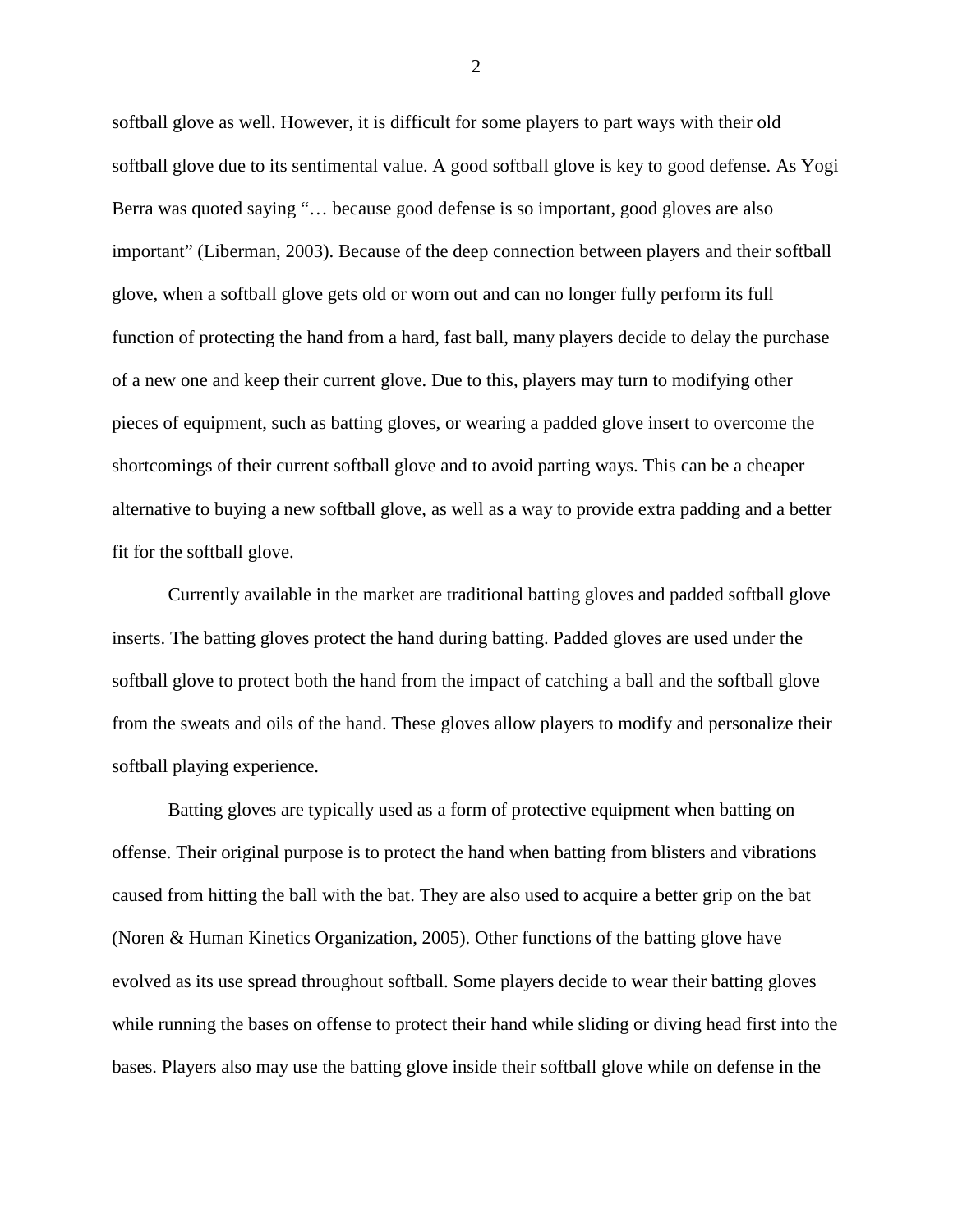softball glove as well. However, it is difficult for some players to part ways with their old softball glove due to its sentimental value. A good softball glove is key to good defense. As Yogi Berra was quoted saying "… because good defense is so important, good gloves are also important" (Liberman, 2003). Because of the deep connection between players and their softball glove, when a softball glove gets old or worn out and can no longer fully perform its full function of protecting the hand from a hard, fast ball, many players decide to delay the purchase of a new one and keep their current glove. Due to this, players may turn to modifying other pieces of equipment, such as batting gloves, or wearing a padded glove insert to overcome the shortcomings of their current softball glove and to avoid parting ways. This can be a cheaper alternative to buying a new softball glove, as well as a way to provide extra padding and a better fit for the softball glove.

Currently available in the market are traditional batting gloves and padded softball glove inserts. The batting gloves protect the hand during batting. Padded gloves are used under the softball glove to protect both the hand from the impact of catching a ball and the softball glove from the sweats and oils of the hand. These gloves allow players to modify and personalize their softball playing experience.

Batting gloves are typically used as a form of protective equipment when batting on offense. Their original purpose is to protect the hand when batting from blisters and vibrations caused from hitting the ball with the bat. They are also used to acquire a better grip on the bat (Noren & Human Kinetics Organization, 2005). Other functions of the batting glove have evolved as its use spread throughout softball. Some players decide to wear their batting gloves while running the bases on offense to protect their hand while sliding or diving head first into the bases. Players also may use the batting glove inside their softball glove while on defense in the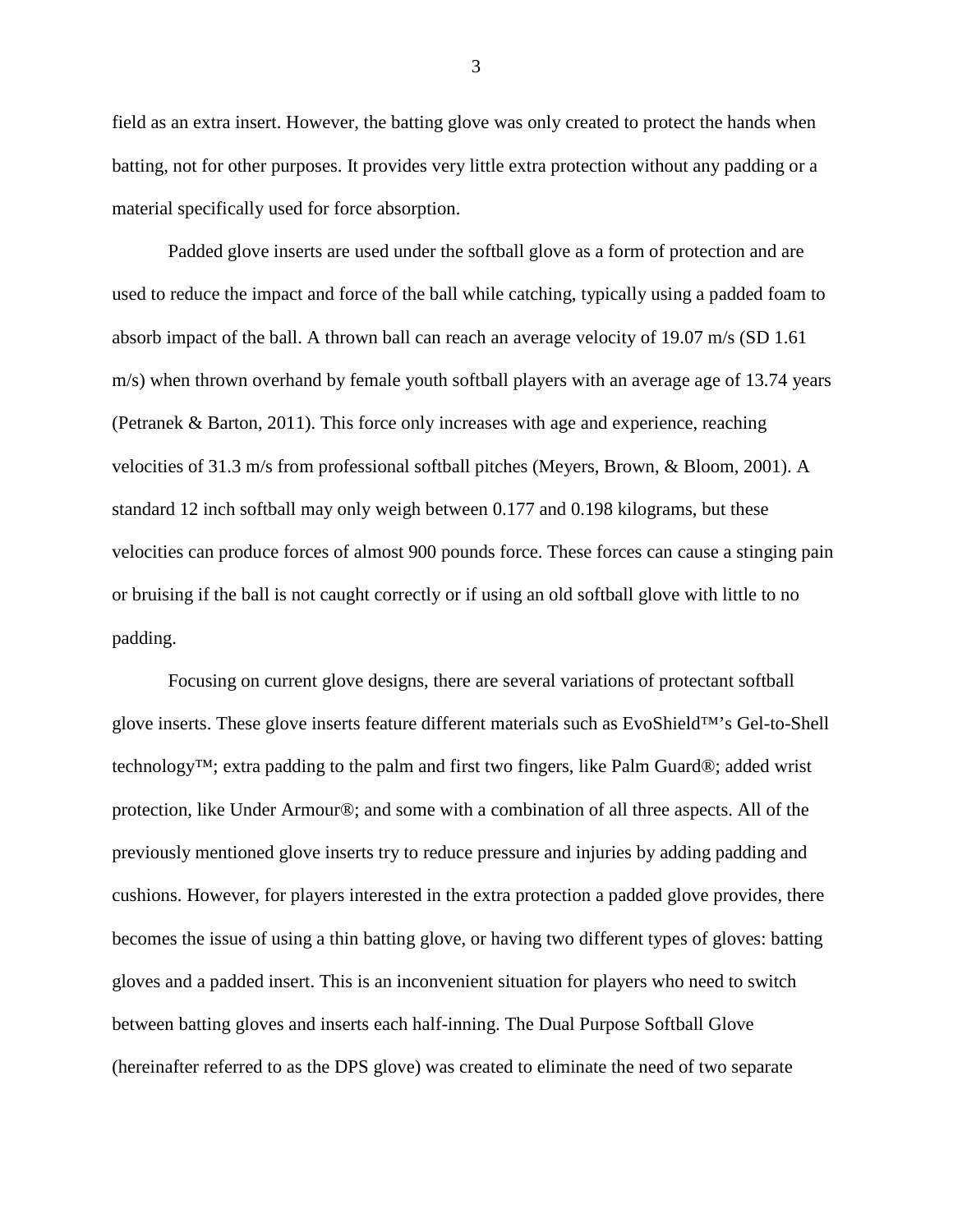field as an extra insert. However, the batting glove was only created to protect the hands when batting, not for other purposes. It provides very little extra protection without any padding or a material specifically used for force absorption.

Padded glove inserts are used under the softball glove as a form of protection and are used to reduce the impact and force of the ball while catching, typically using a padded foam to absorb impact of the ball. A thrown ball can reach an average velocity of 19.07 m/s (SD 1.61 m/s) when thrown overhand by female youth softball players with an average age of 13.74 years (Petranek & Barton, 2011). This force only increases with age and experience, reaching velocities of 31.3 m/s from professional softball pitches (Meyers, Brown, & Bloom, 2001). A standard 12 inch softball may only weigh between 0.177 and 0.198 kilograms, but these velocities can produce forces of almost 900 pounds force. These forces can cause a stinging pain or bruising if the ball is not caught correctly or if using an old softball glove with little to no padding.

Focusing on current glove designs, there are several variations of protectant softball glove inserts. These glove inserts feature different materials such as EvoShield™'s Gel-to-Shell technology™; extra padding to the palm and first two fingers, like Palm Guard®; added wrist protection, like Under Armour®; and some with a combination of all three aspects. All of the previously mentioned glove inserts try to reduce pressure and injuries by adding padding and cushions. However, for players interested in the extra protection a padded glove provides, there becomes the issue of using a thin batting glove, or having two different types of gloves: batting gloves and a padded insert. This is an inconvenient situation for players who need to switch between batting gloves and inserts each half-inning. The Dual Purpose Softball Glove (hereinafter referred to as the DPS glove) was created to eliminate the need of two separate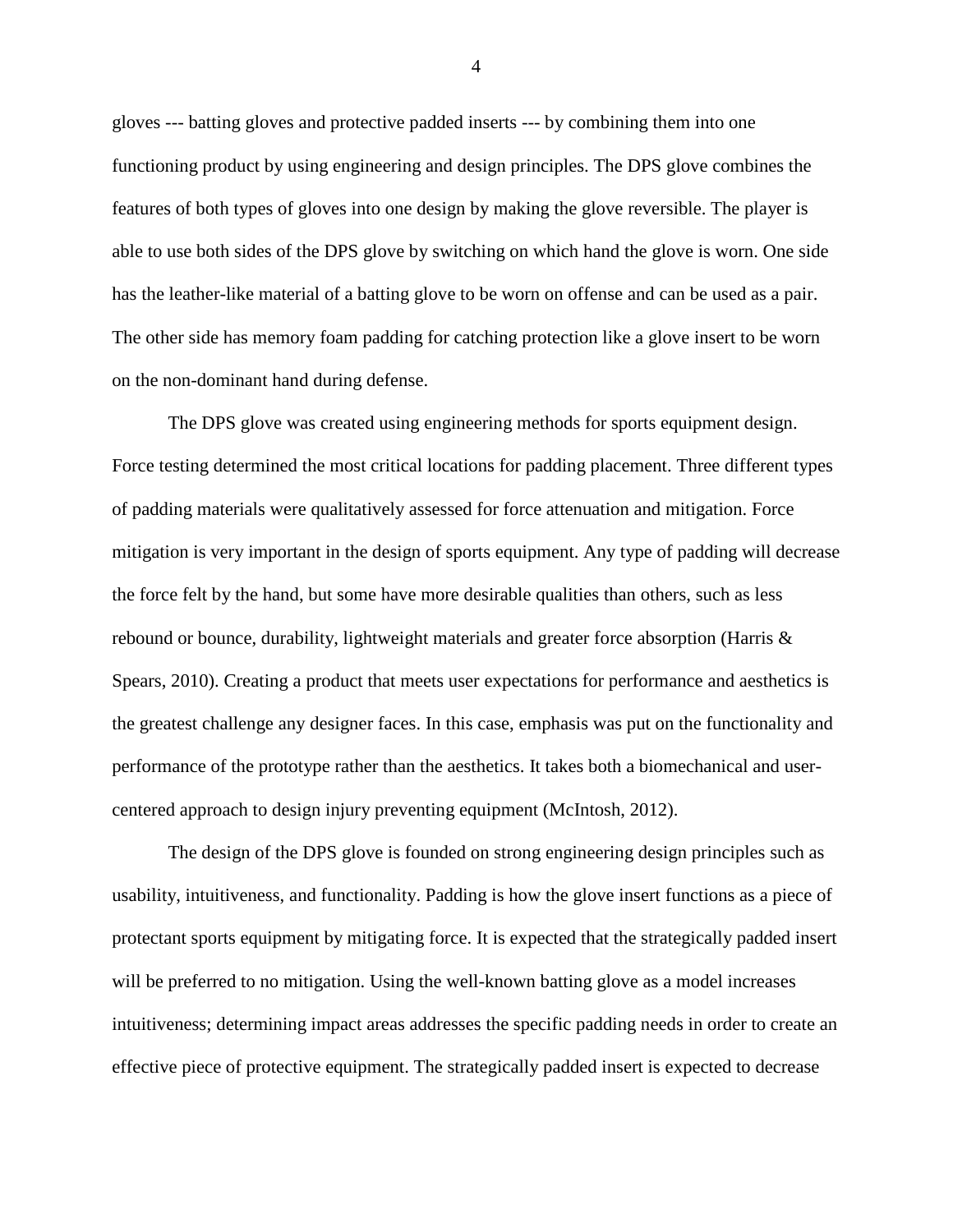gloves --- batting gloves and protective padded inserts --- by combining them into one functioning product by using engineering and design principles. The DPS glove combines the features of both types of gloves into one design by making the glove reversible. The player is able to use both sides of the DPS glove by switching on which hand the glove is worn. One side has the leather-like material of a batting glove to be worn on offense and can be used as a pair. The other side has memory foam padding for catching protection like a glove insert to be worn on the non-dominant hand during defense.

The DPS glove was created using engineering methods for sports equipment design. Force testing determined the most critical locations for padding placement. Three different types of padding materials were qualitatively assessed for force attenuation and mitigation. Force mitigation is very important in the design of sports equipment. Any type of padding will decrease the force felt by the hand, but some have more desirable qualities than others, such as less rebound or bounce, durability, lightweight materials and greater force absorption (Harris & Spears, 2010). Creating a product that meets user expectations for performance and aesthetics is the greatest challenge any designer faces. In this case, emphasis was put on the functionality and performance of the prototype rather than the aesthetics. It takes both a biomechanical and user-centered approach to design injury preventing equipment (McIntosh, 2012).

The design of the DPS glove is founded on strong engineering design principles such as usability, intuitiveness, and functionality. Padding is how the glove insert functions as a piece of protectant sports equipment by mitigating force. It is expected that the strategically padded insert will be preferred to no mitigation. Using the well-known batting glove as a model increases intuitiveness; determining impact areas addresses the specific padding needs in order to create an effective piece of protective equipment. The strategically padded insert is expected to decrease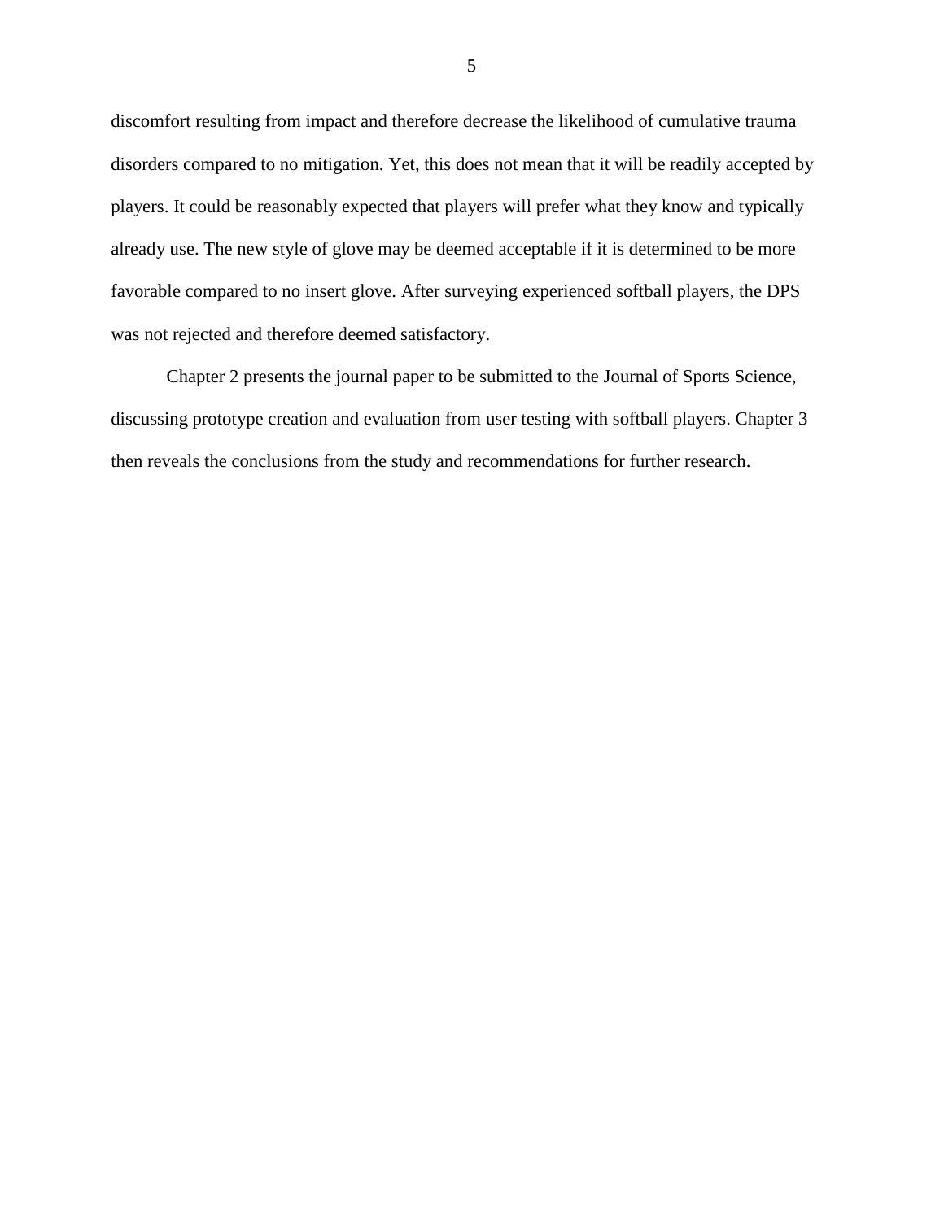discomfort resulting from impact and therefore decrease the likelihood of cumulative trauma disorders compared to no mitigation. Yet, this does not mean that it will be readily accepted by players. It could be reasonably expected that players will prefer what they know and typically already use. The new style of glove may be deemed acceptable if it is determined to be more favorable compared to no insert glove. After surveying experienced softball players, the DPS was not rejected and therefore deemed satisfactory.

Chapter 2 presents the journal paper to be submitted to the Journal of Sports Science, discussing prototype creation and evaluation from user testing with softball players. Chapter 3 then reveals the conclusions from the study and recommendations for further research.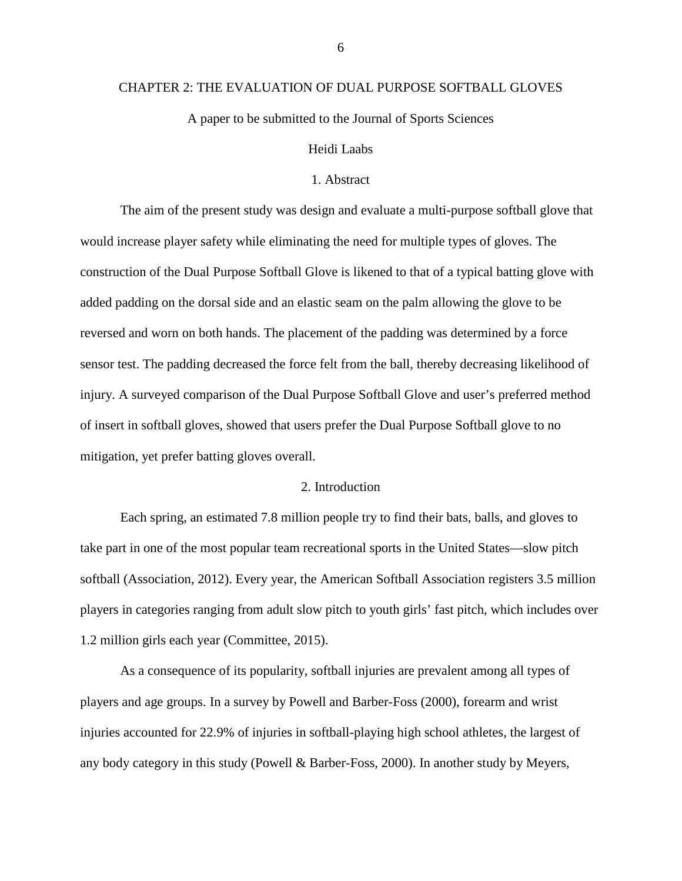# CHAPTER 2: THE EVALUATION OF DUAL PURPOSE SOFTBALL GLOVES

A paper to be submitted to the Journal of Sports Sciences

Heidi Laabs

## 1. Abstract

The aim of the present study was design and evaluate a multi-purpose softball glove that would increase player safety while eliminating the need for multiple types of gloves. The construction of the Dual Purpose Softball Glove is likened to that of a typical batting glove with added padding on the dorsal side and an elastic seam on the palm allowing the glove to be reversed and worn on both hands. The placement of the padding was determined by a force sensor test. The padding decreased the force felt from the ball, thereby decreasing likelihood of injury. A surveyed comparison of the Dual Purpose Softball Glove and user's preferred method of insert in softball gloves, showed that users prefer the Dual Purpose Softball glove to no mitigation, yet prefer batting gloves overall.

## 2. Introduction

Each spring, an estimated 7.8 million people try to find their bats, balls, and gloves to take part in one of the most popular team recreational sports in the United States—slow pitch softball (Association, 2012). Every year, the American Softball Association registers 3.5 million players in categories ranging from adult slow pitch to youth girls' fast pitch, which includes over 1.2 million girls each year (Committee, 2015).

As a consequence of its popularity, softball injuries are prevalent among all types of players and age groups. In a survey by Powell and Barber-Foss (2000), forearm and wrist injuries accounted for 22.9% of injuries in softball-playing high school athletes, the largest of any body category in this study (Powell & Barber-Foss, 2000). In another study by Meyers,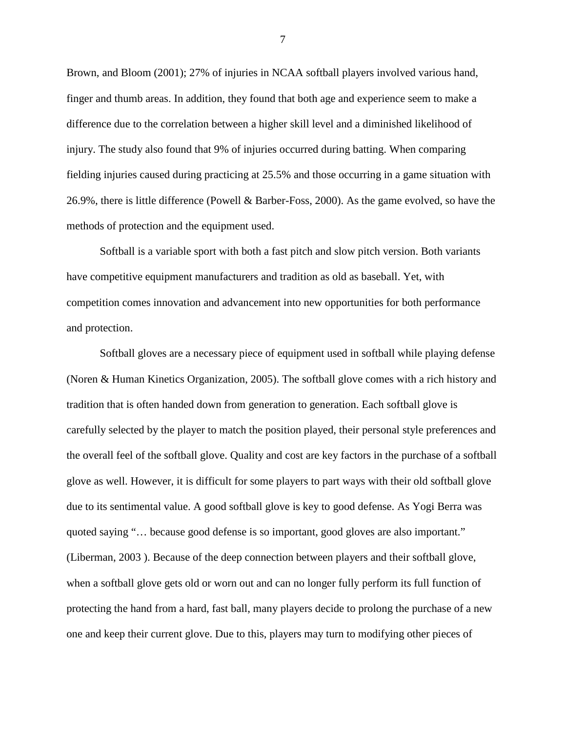Brown, and Bloom (2001); 27% of injuries in NCAA softball players involved various hand, finger and thumb areas. In addition, they found that both age and experience seem to make a difference due to the correlation between a higher skill level and a diminished likelihood of injury. The study also found that 9% of injuries occurred during batting. When comparing fielding injuries caused during practicing at 25.5% and those occurring in a game situation with 26.9%, there is little difference (Powell & Barber-Foss, 2000). As the game evolved, so have the methods of protection and the equipment used.

Softball is a variable sport with both a fast pitch and slow pitch version. Both variants have competitive equipment manufacturers and tradition as old as baseball. Yet, with competition comes innovation and advancement into new opportunities for both performance and protection.

Softball gloves are a necessary piece of equipment used in softball while playing defense (Noren & Human Kinetics Organization, 2005). The softball glove comes with a rich history and tradition that is often handed down from generation to generation. Each softball glove is carefully selected by the player to match the position played, their personal style preferences and the overall feel of the softball glove. Quality and cost are key factors in the purchase of a softball glove as well. However, it is difficult for some players to part ways with their old softball glove due to its sentimental value. A good softball glove is key to good defense. As Yogi Berra was quoted saying "… because good defense is so important, good gloves are also important." (Liberman, 2003 ). Because of the deep connection between players and their softball glove, when a softball glove gets old or worn out and can no longer fully perform its full function of protecting the hand from a hard, fast ball, many players decide to prolong the purchase of a new one and keep their current glove. Due to this, players may turn to modifying other pieces of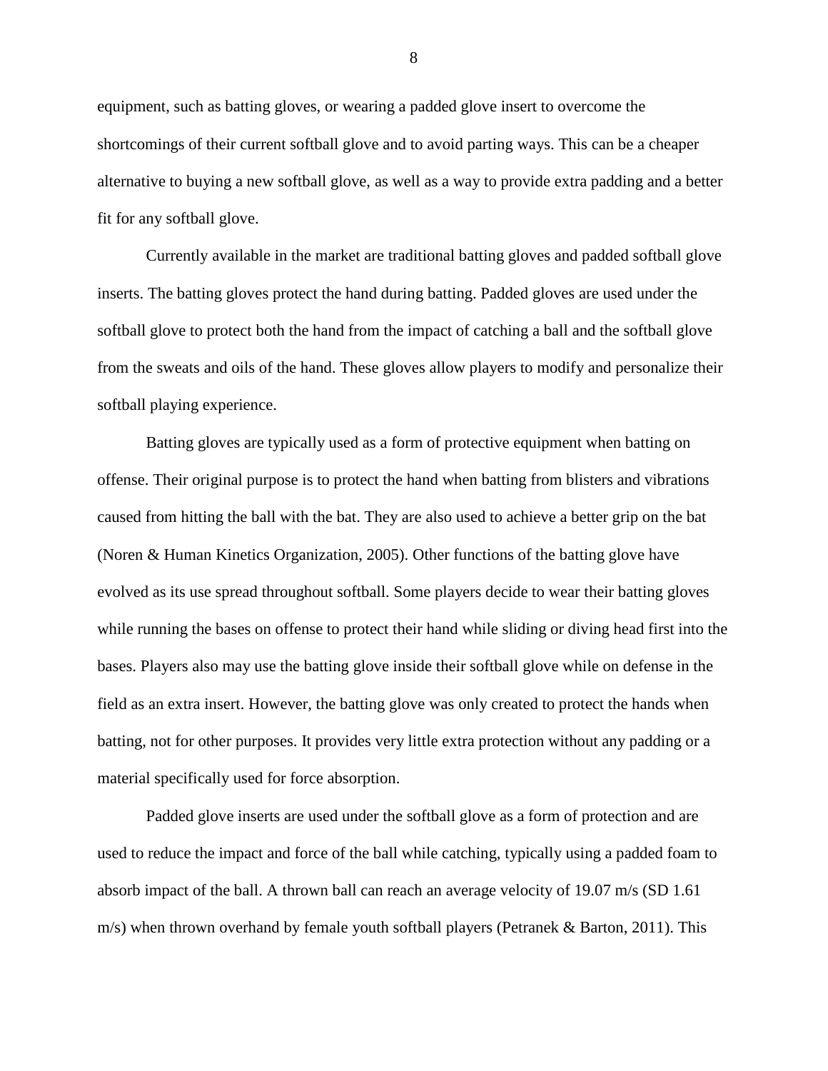equipment, such as batting gloves, or wearing a padded glove insert to overcome the shortcomings of their current softball glove and to avoid parting ways. This can be a cheaper alternative to buying a new softball glove, as well as a way to provide extra padding and a better fit for any softball glove.

Currently available in the market are traditional batting gloves and padded softball glove inserts. The batting gloves protect the hand during batting. Padded gloves are used under the softball glove to protect both the hand from the impact of catching a ball and the softball glove from the sweats and oils of the hand. These gloves allow players to modify and personalize their softball playing experience.

Batting gloves are typically used as a form of protective equipment when batting on offense. Their original purpose is to protect the hand when batting from blisters and vibrations caused from hitting the ball with the bat. They are also used to achieve a better grip on the bat (Noren & Human Kinetics Organization, 2005). Other functions of the batting glove have evolved as its use spread throughout softball. Some players decide to wear their batting gloves while running the bases on offense to protect their hand while sliding or diving head first into the bases. Players also may use the batting glove inside their softball glove while on defense in the field as an extra insert. However, the batting glove was only created to protect the hands when batting, not for other purposes. It provides very little extra protection without any padding or a material specifically used for force absorption.

Padded glove inserts are used under the softball glove as a form of protection and are used to reduce the impact and force of the ball while catching, typically using a padded foam to absorb impact of the ball. A thrown ball can reach an average velocity of 19.07 m/s (SD 1.61 m/s) when thrown overhand by female youth softball players (Petranek & Barton, 2011). This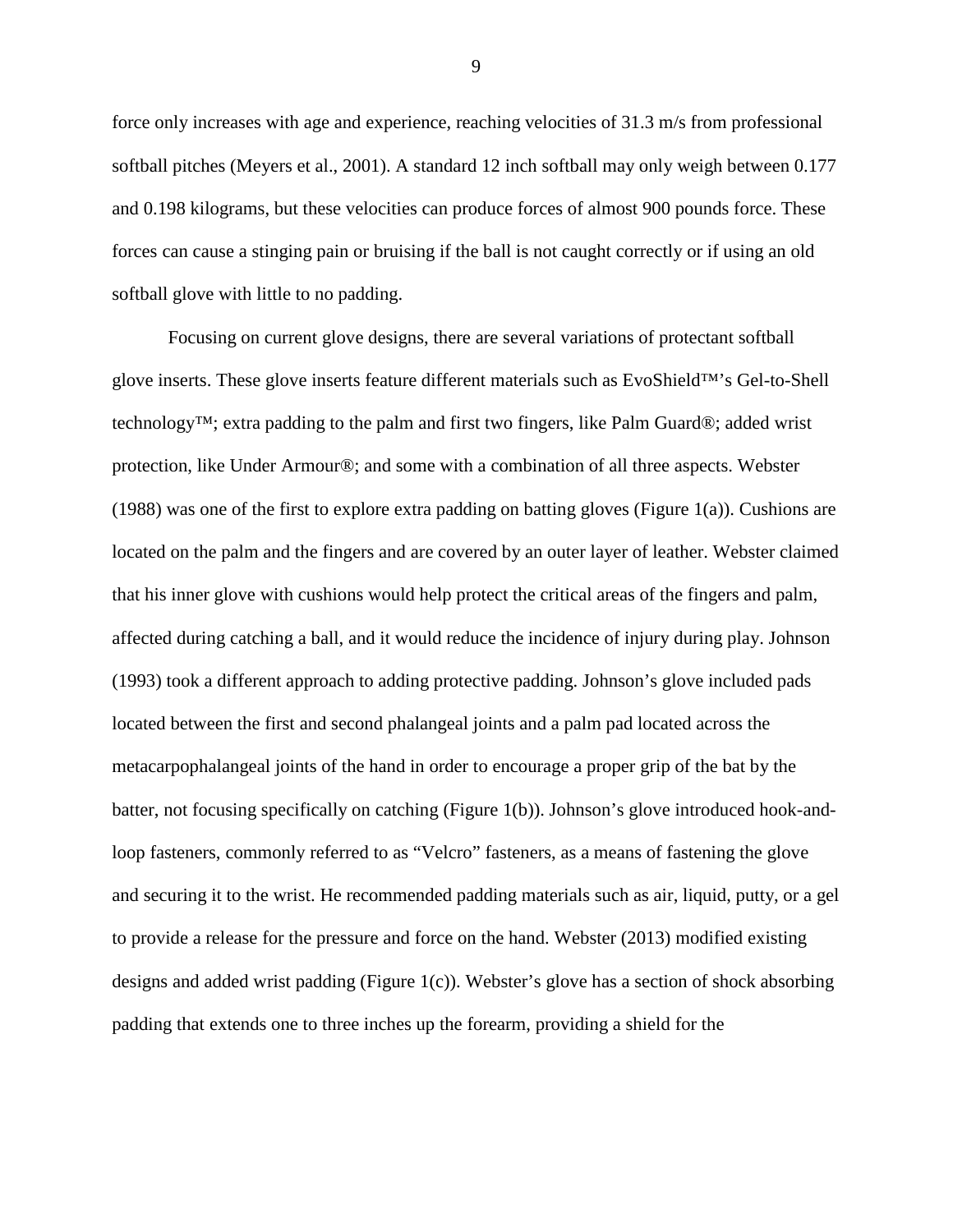force only increases with age and experience, reaching velocities of 31.3 m/s from professional softball pitches (Meyers et al., 2001). A standard 12 inch softball may only weigh between 0.177 and 0.198 kilograms, but these velocities can produce forces of almost 900 pounds force. These forces can cause a stinging pain or bruising if the ball is not caught correctly or if using an old softball glove with little to no padding.

Focusing on current glove designs, there are several variations of protectant softball glove inserts. These glove inserts feature different materials such as EvoShield™'s Gel-to-Shell technology™; extra padding to the palm and first two fingers, like Palm Guard®; added wrist protection, like Under Armour®; and some with a combination of all three aspects. Webster (1988) was one of the first to explore extra padding on batting gloves (Figure 1(a)). Cushions are located on the palm and the fingers and are covered by an outer layer of leather. Webster claimed that his inner glove with cushions would help protect the critical areas of the fingers and palm, affected during catching a ball, and it would reduce the incidence of injury during play. Johnson (1993) took a different approach to adding protective padding. Johnson's glove included pads located between the first and second phalangeal joints and a palm pad located across the metacarpophalangeal joints of the hand in order to encourage a proper grip of the bat by the batter, not focusing specifically on catching (Figure 1(b)). Johnson's glove introduced hook-and-loop fasteners, commonly referred to as "Velcro" fasteners, as a means of fastening the glove and securing it to the wrist. He recommended padding materials such as air, liquid, putty, or a gel to provide a release for the pressure and force on the hand. Webster (2013) modified existing designs and added wrist padding (Figure 1(c)). Webster's glove has a section of shock absorbing padding that extends one to three inches up the forearm, providing a shield for the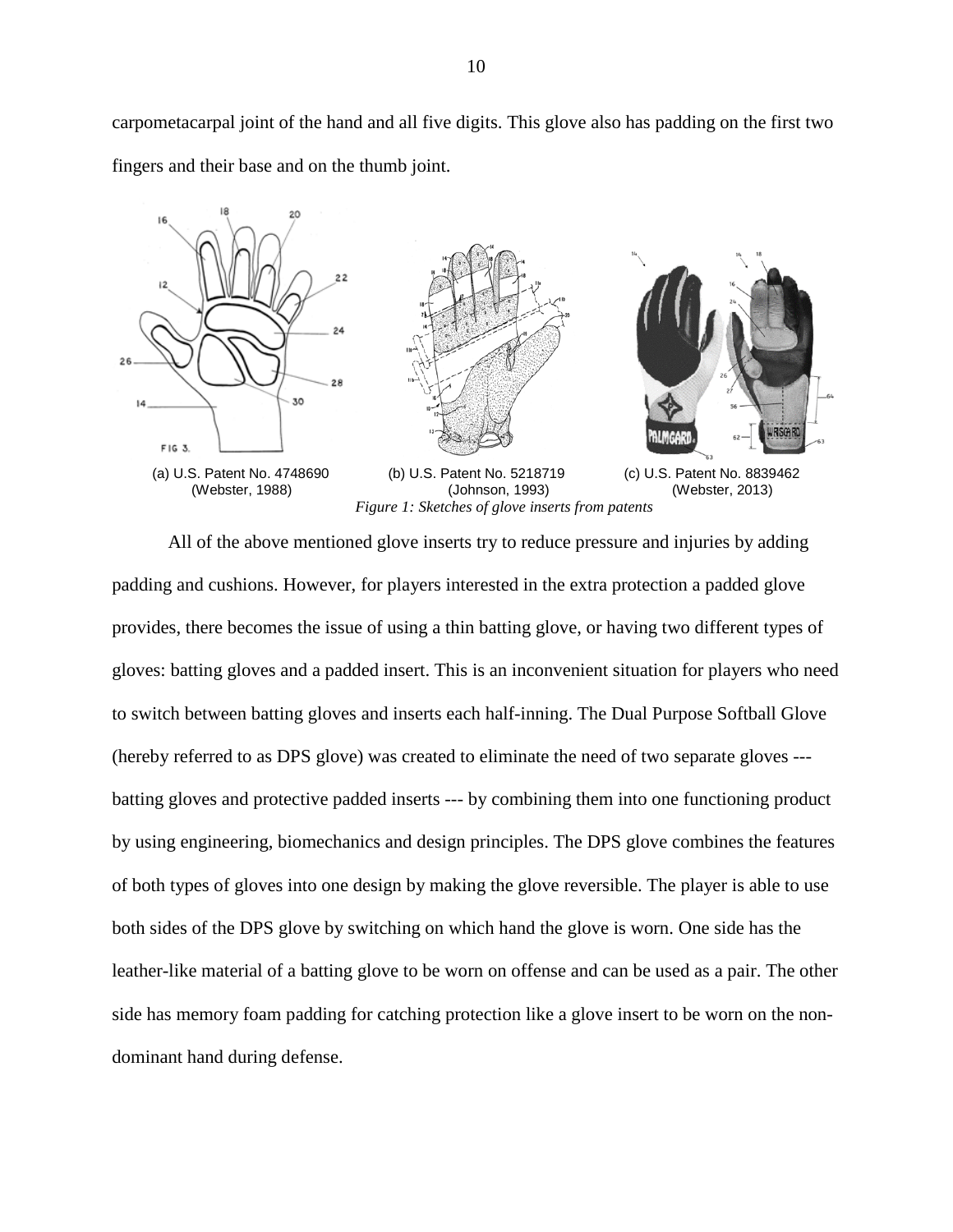carpometacarpal joint of the hand and all five digits. This glove also has padding on the first two fingers and their base and on the thumb joint.

(a) U.S. Patent No. 4748690 (Webster, 1988)

(b) U.S. Patent No. 5218719 (Johnson, 1993)

(c) U.S. Patent No. 8839462 (Webster, 2013)

*Figure 1: Sketches of glove inserts from patents*

All of the above mentioned glove inserts try to reduce pressure and injuries by adding padding and cushions. However, for players interested in the extra protection a padded glove provides, there becomes the issue of using a thin batting glove, or having two different types of gloves: batting gloves and a padded insert. This is an inconvenient situation for players who need to switch between batting gloves and inserts each half-inning. The Dual Purpose Softball Glove (hereby referred to as DPS glove) was created to eliminate the need of two separate gloves --- batting gloves and protective padded inserts --- by combining them into one functioning product by using engineering, biomechanics and design principles. The DPS glove combines the features of both types of gloves into one design by making the glove reversible. The player is able to use both sides of the DPS glove by switching on which hand the glove is worn. One side has the leather-like material of a batting glove to be worn on offense and can be used as a pair. The other side has memory foam padding for catching protection like a glove insert to be worn on the non-dominant hand during defense.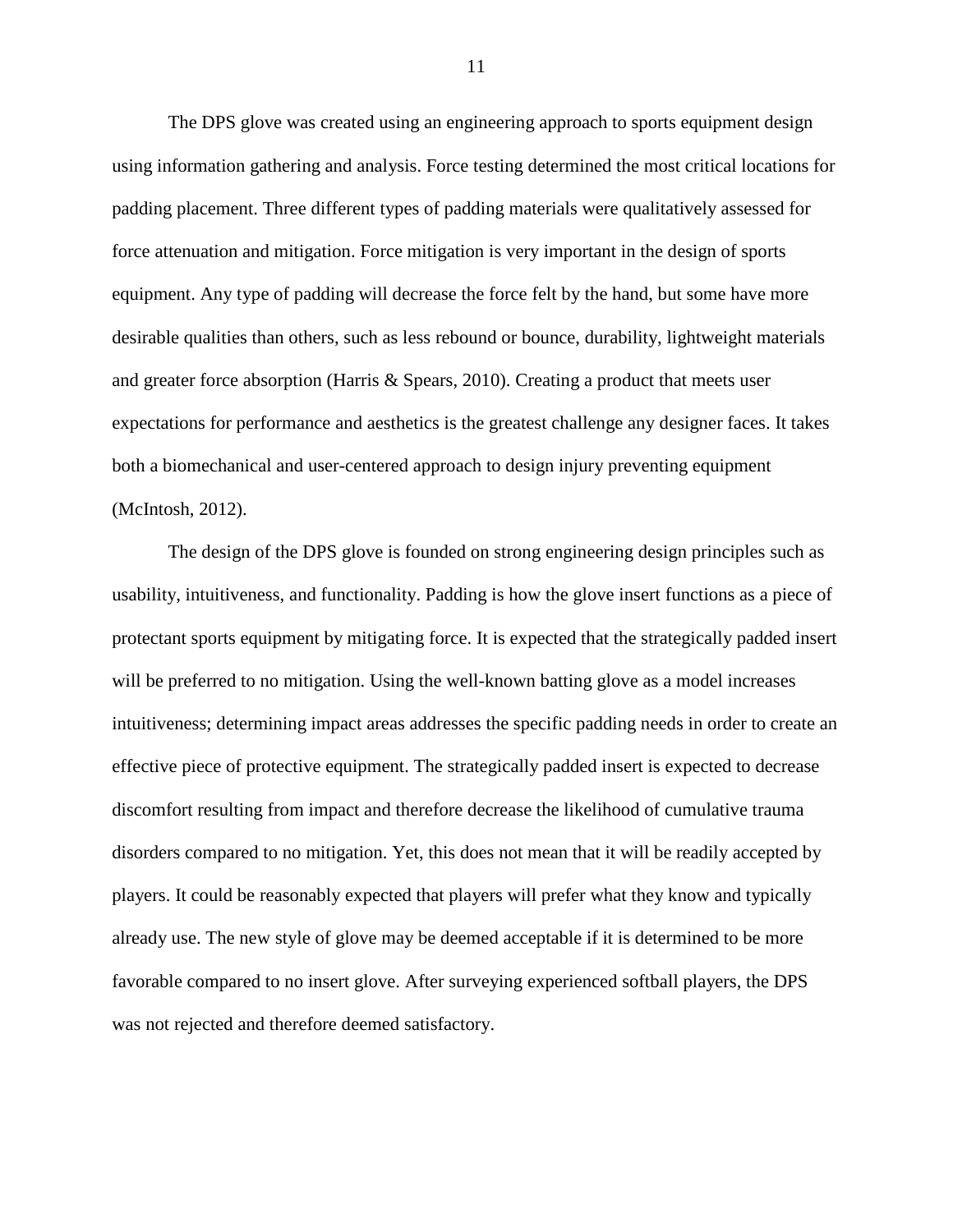The DPS glove was created using an engineering approach to sports equipment design using information gathering and analysis. Force testing determined the most critical locations for padding placement. Three different types of padding materials were qualitatively assessed for force attenuation and mitigation. Force mitigation is very important in the design of sports equipment. Any type of padding will decrease the force felt by the hand, but some have more desirable qualities than others, such as less rebound or bounce, durability, lightweight materials and greater force absorption (Harris & Spears, 2010). Creating a product that meets user expectations for performance and aesthetics is the greatest challenge any designer faces. It takes both a biomechanical and user-centered approach to design injury preventing equipment (McIntosh, 2012).

The design of the DPS glove is founded on strong engineering design principles such as usability, intuitiveness, and functionality. Padding is how the glove insert functions as a piece of protectant sports equipment by mitigating force. It is expected that the strategically padded insert will be preferred to no mitigation. Using the well-known batting glove as a model increases intuitiveness; determining impact areas addresses the specific padding needs in order to create an effective piece of protective equipment. The strategically padded insert is expected to decrease discomfort resulting from impact and therefore decrease the likelihood of cumulative trauma disorders compared to no mitigation. Yet, this does not mean that it will be readily accepted by players. It could be reasonably expected that players will prefer what they know and typically already use. The new style of glove may be deemed acceptable if it is determined to be more favorable compared to no insert glove. After surveying experienced softball players, the DPS was not rejected and therefore deemed satisfactory.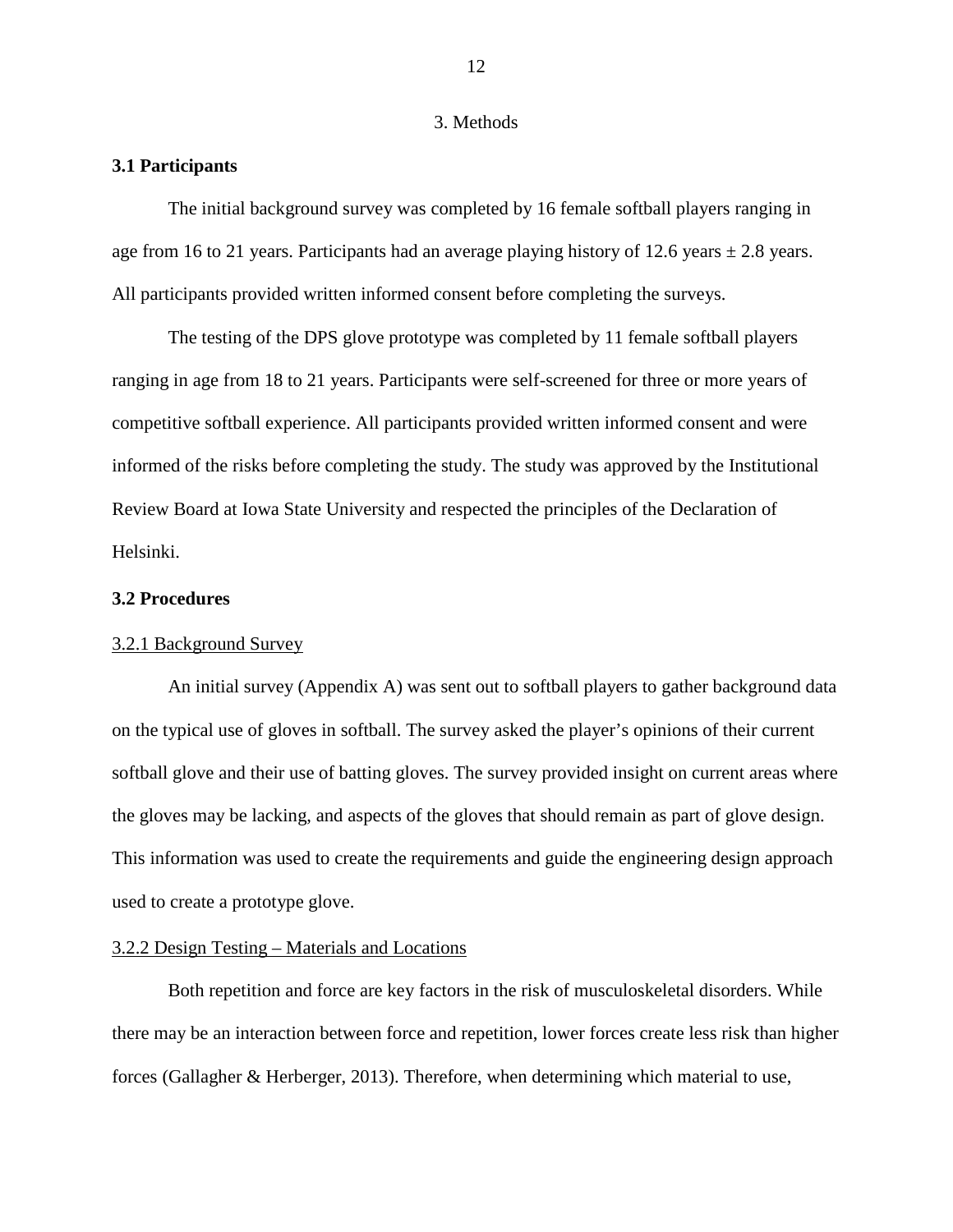# 3. Methods

## 3.1 Participants

The initial background survey was completed by 16 female softball players ranging in age from 16 to 21 years. Participants had an average playing history of 12.6 years ± 2.8 years. All participants provided written informed consent before completing the surveys.

The testing of the DPS glove prototype was completed by 11 female softball players ranging in age from 18 to 21 years. Participants were self-screened for three or more years of competitive softball experience. All participants provided written informed consent and were informed of the risks before completing the study. The study was approved by the Institutional Review Board at Iowa State University and respected the principles of the Declaration of Helsinki.

## 3.2 Procedures

### 3.2.1 Background Survey

An initial survey (Appendix A) was sent out to softball players to gather background data on the typical use of gloves in softball. The survey asked the player's opinions of their current softball glove and their use of batting gloves. The survey provided insight on current areas where the gloves may be lacking, and aspects of the gloves that should remain as part of glove design. This information was used to create the requirements and guide the engineering design approach used to create a prototype glove.

### 3.2.2 Design Testing – Materials and Locations

Both repetition and force are key factors in the risk of musculoskeletal disorders. While there may be an interaction between force and repetition, lower forces create less risk than higher forces (Gallagher & Herberger, 2013). Therefore, when determining which material to use,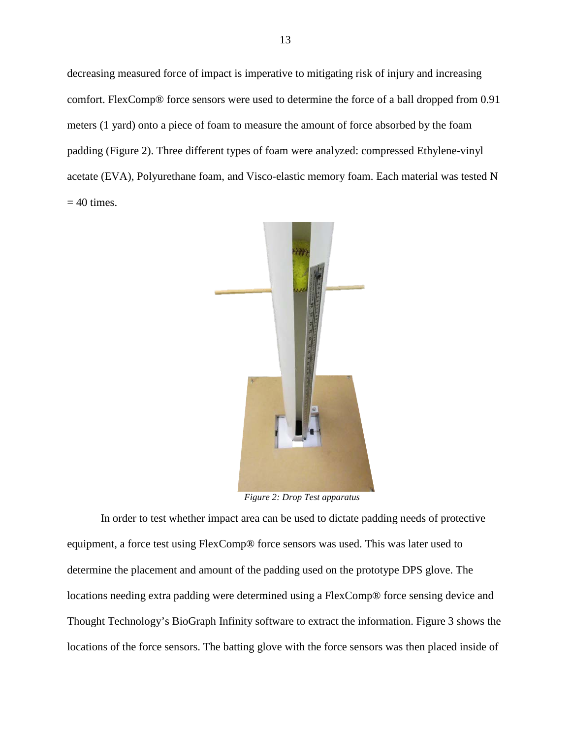decreasing measured force of impact is imperative to mitigating risk of injury and increasing comfort. FlexComp® force sensors were used to determine the force of a ball dropped from 0.91 meters (1 yard) onto a piece of foam to measure the amount of force absorbed by the foam padding (Figure 2). Three different types of foam were analyzed: compressed Ethylene-vinyl acetate (EVA), Polyurethane foam, and Visco-elastic memory foam. Each material was tested $N = 40$ times.

*Figure 2: Drop Test apparatus*

In order to test whether impact area can be used to dictate padding needs of protective equipment, a force test using FlexComp® force sensors was used. This was later used to determine the placement and amount of the padding used on the prototype DPS glove. The locations needing extra padding were determined using a FlexComp® force sensing device and Thought Technology's BioGraph Infinity software to extract the information. Figure 3 shows the locations of the force sensors. The batting glove with the force sensors was then placed inside of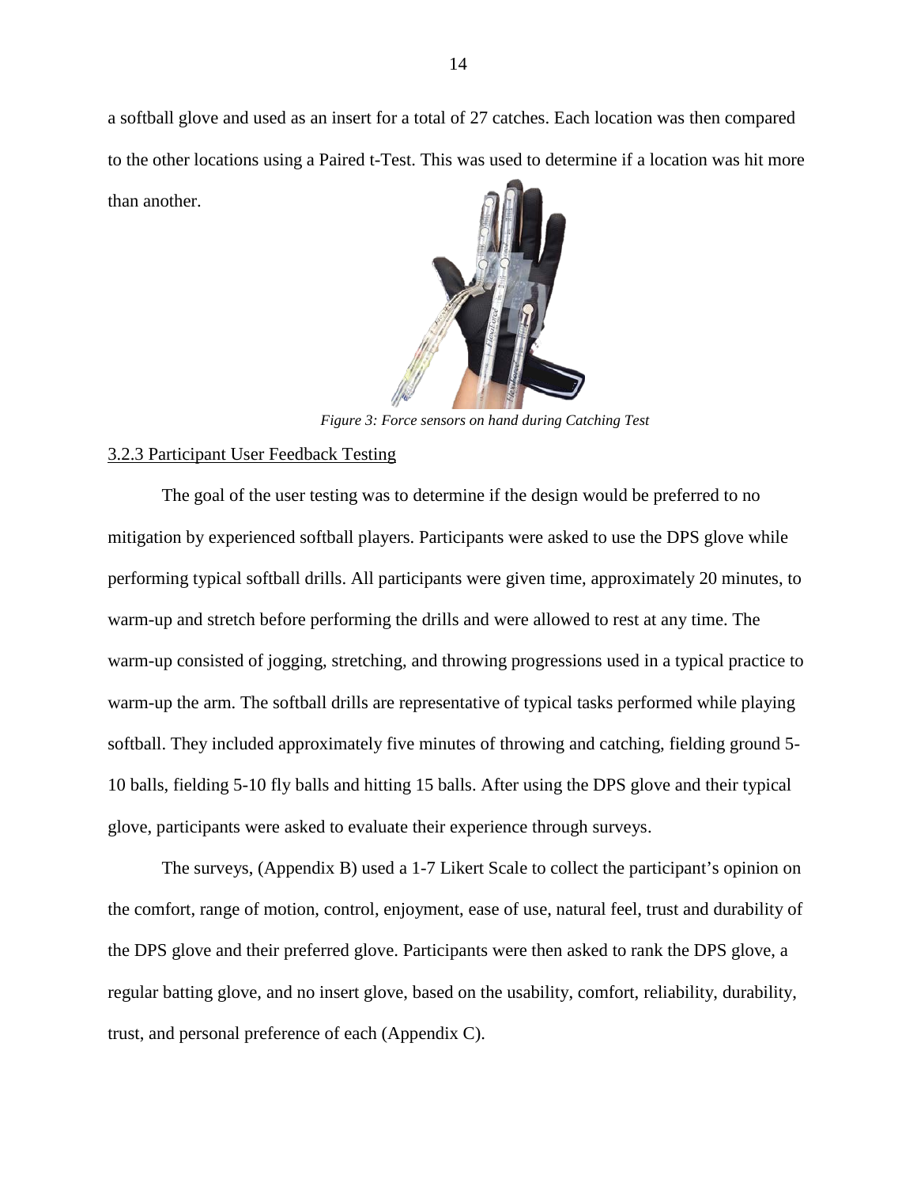a softball glove and used as an insert for a total of 27 catches. Each location was then compared to the other locations using a Paired t-Test. This was used to determine if a location was hit more than another.

*Figure 3: Force sensors on hand during Catching Test*

### 3.2.3 Participant User Feedback Testing

The goal of the user testing was to determine if the design would be preferred to no mitigation by experienced softball players. Participants were asked to use the DPS glove while performing typical softball drills. All participants were given time, approximately 20 minutes, to warm-up and stretch before performing the drills and were allowed to rest at any time. The warm-up consisted of jogging, stretching, and throwing progressions used in a typical practice to warm-up the arm. The softball drills are representative of typical tasks performed while playing softball. They included approximately five minutes of throwing and catching, fielding ground 5-10 balls, fielding 5-10 fly balls and hitting 15 balls. After using the DPS glove and their typical glove, participants were asked to evaluate their experience through surveys.

The surveys, (Appendix B) used a 1-7 Likert Scale to collect the participant's opinion on the comfort, range of motion, control, enjoyment, ease of use, natural feel, trust and durability of the DPS glove and their preferred glove. Participants were then asked to rank the DPS glove, a regular batting glove, and no insert glove, based on the usability, comfort, reliability, durability, trust, and personal preference of each (Appendix C).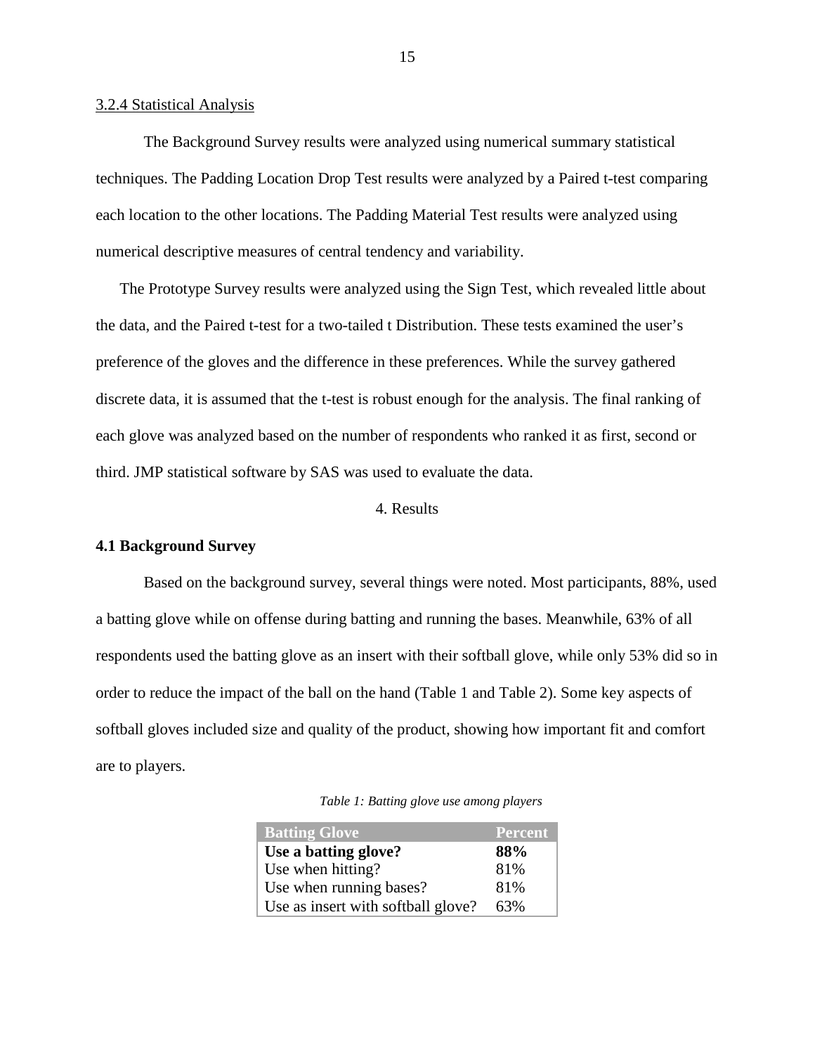3.2.4 Statistical Analysis

The Background Survey results were analyzed using numerical summary statistical techniques. The Padding Location Drop Test results were analyzed by a Paired t-test comparing each location to the other locations. The Padding Material Test results were analyzed using numerical descriptive measures of central tendency and variability.

The Prototype Survey results were analyzed using the Sign Test, which revealed little about the data, and the Paired t-test for a two-tailed t Distribution. These tests examined the user's preference of the gloves and the difference in these preferences. While the survey gathered discrete data, it is assumed that the t-test is robust enough for the analysis. The final ranking of each glove was analyzed based on the number of respondents who ranked it as first, second or third. JMP statistical software by SAS was used to evaluate the data.

# 4. Results

## 4.1 Background Survey

Based on the background survey, several things were noted. Most participants, 88%, used a batting glove while on offense during batting and running the bases. Meanwhile, 63% of all respondents used the batting glove as an insert with their softball glove, while only 53% did so in order to reduce the impact of the ball on the hand (Table 1 and Table 2). Some key aspects of softball gloves included size and quality of the product, showing how important fit and comfort are to players.

*Table 1: Batting glove use among players*

| Batting Glove | Percent |
|---|---|
| **Use a batting glove?** | **88%** |
| Use when hitting? | 81% |
| Use when running bases? | 81% |
| Use as insert with softball glove? | 63% |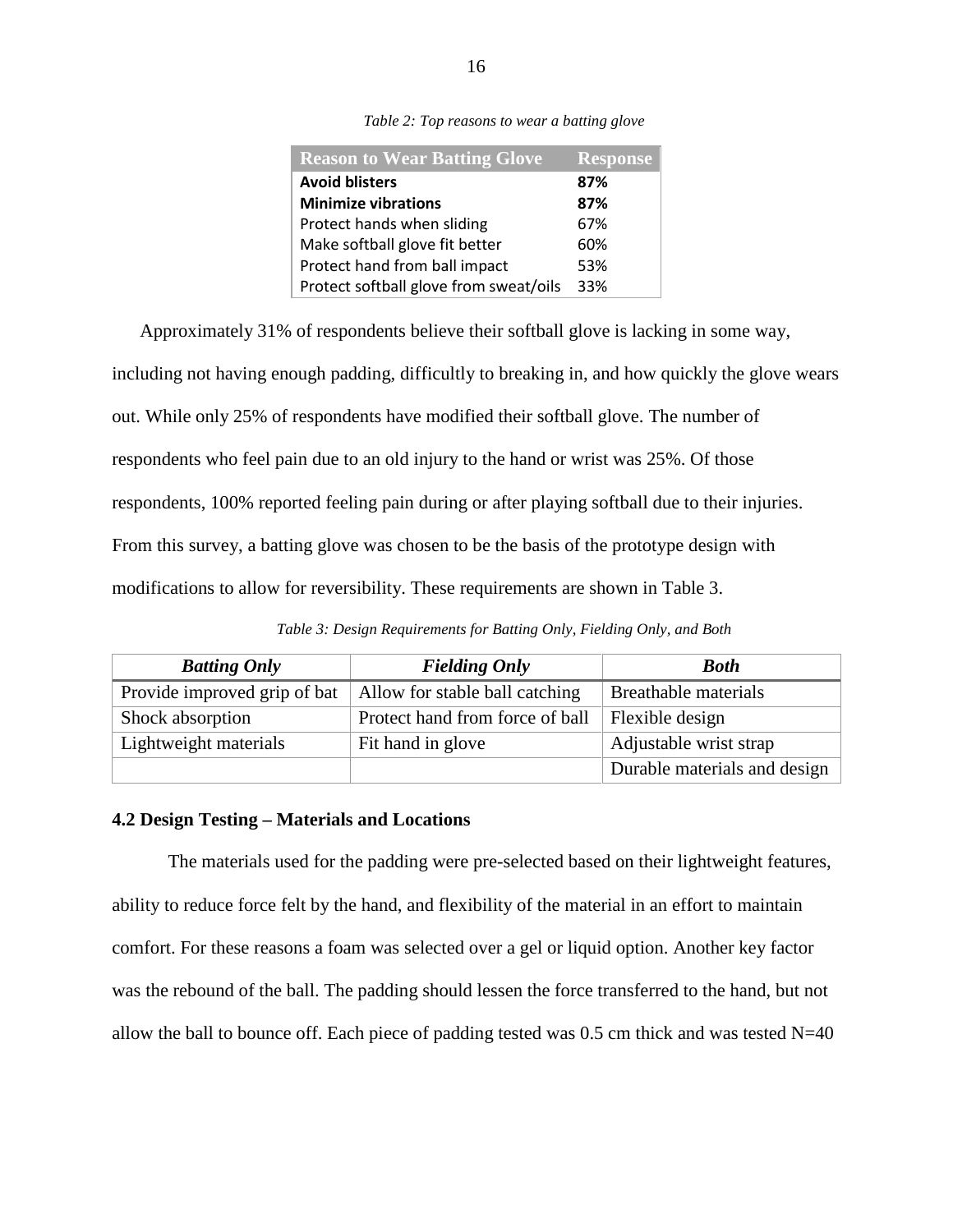*Table 2: Top reasons to wear a batting glove*

| Reason to Wear Batting Glove | Response |
|---|---|
| **Avoid blisters** | **87%** |
| **Minimize vibrations** | **87%** |
| Protect hands when sliding | 67% |
| Make softball glove fit better | 60% |
| Protect hand from ball impact | 53% |
| Protect softball glove from sweat/oils | 33% |

Approximately 31% of respondents believe their softball glove is lacking in some way, including not having enough padding, difficultly to breaking in, and how quickly the glove wears out. While only 25% of respondents have modified their softball glove. The number of respondents who feel pain due to an old injury to the hand or wrist was 25%. Of those respondents, 100% reported feeling pain during or after playing softball due to their injuries. From this survey, a batting glove was chosen to be the basis of the prototype design with modifications to allow for reversibility. These requirements are shown in Table 3.

*Table 3: Design Requirements for Batting Only, Fielding Only, and Both*

| ***Batting Only*** | ***Fielding Only*** | ***Both*** |
|---|---|---|
| Provide improved grip of bat | Allow for stable ball catching | Breathable materials |
| Shock absorption | Protect hand from force of ball | Flexible design |
| Lightweight materials | Fit hand in glove | Adjustable wrist strap |
| | | Durable materials and design |

### 4.2 Design Testing – Materials and Locations

The materials used for the padding were pre-selected based on their lightweight features, ability to reduce force felt by the hand, and flexibility of the material in an effort to maintain comfort. For these reasons a foam was selected over a gel or liquid option. Another key factor was the rebound of the ball. The padding should lessen the force transferred to the hand, but not allow the ball to bounce off. Each piece of padding tested was 0.5 cm thick and was tested N=40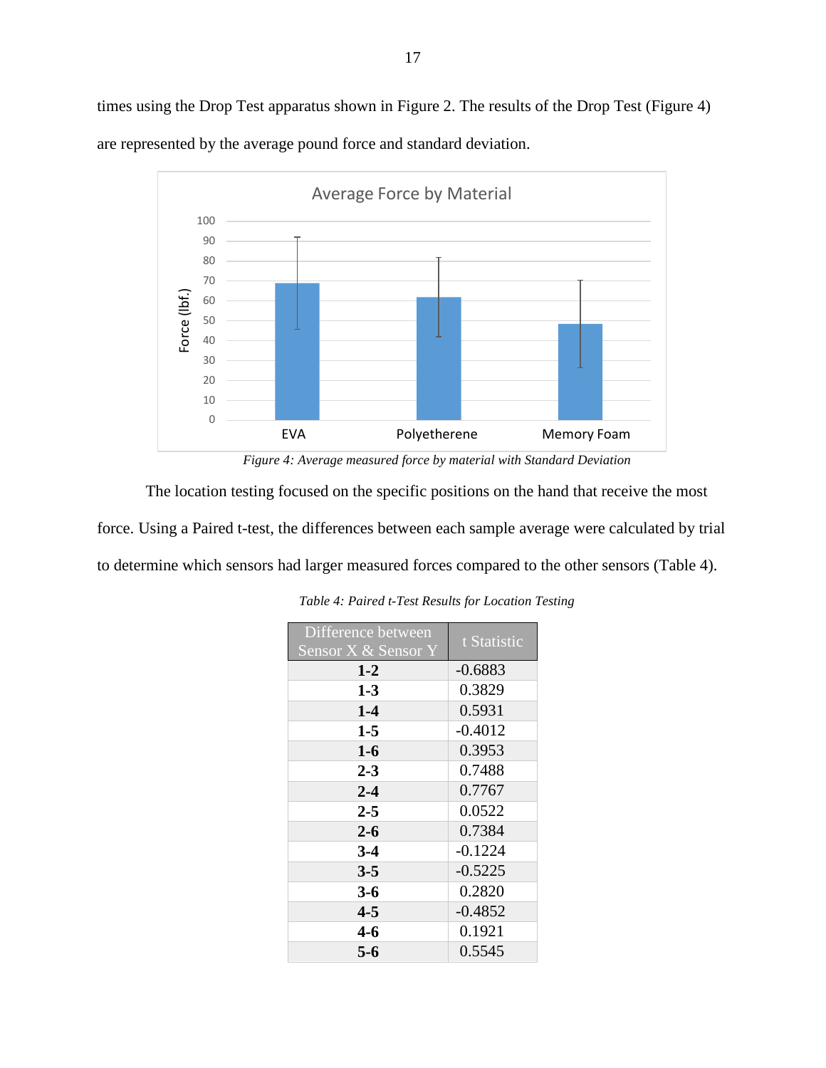times using the Drop Test apparatus shown in Figure 2. The results of the Drop Test (Figure 4) are represented by the average pound force and standard deviation.

*Figure 4: Average measured force by material with Standard Deviation*

The location testing focused on the specific positions on the hand that receive the most force. Using a Paired t-test, the differences between each sample average were calculated by trial to determine which sensors had larger measured forces compared to the other sensors (Table 4).

*Table 4: Paired t-Test Results for Location Testing*

| Difference between Sensor X & Sensor Y | t Statistic |
|---|---|
| **1-2** | -0.6883 |
| **1-3** | 0.3829 |
| **1-4** | 0.5931 |
| **1-5** | -0.4012 |
| **1-6** | 0.3953 |
| **2-3** | 0.7488 |
| **2-4** | 0.7767 |
| **2-5** | 0.0522 |
| **2-6** | 0.7384 |
| **3-4** | -0.1224 |
| **3-5** | -0.5225 |
| **3-6** | 0.2820 |
| **4-5** | -0.4852 |
| **4-6** | 0.1921 |
| **5-6** | 0.5545 |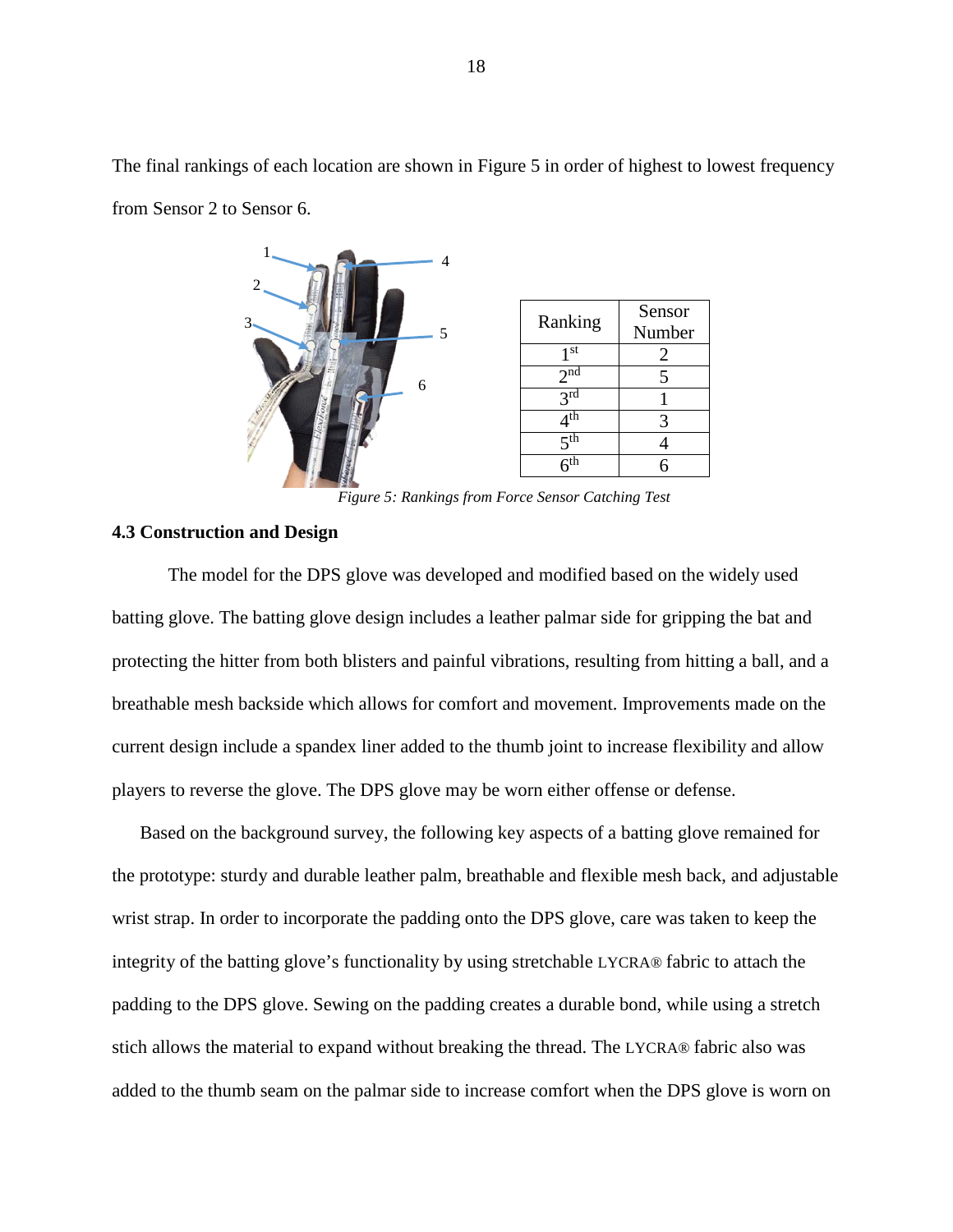The final rankings of each location are shown in Figure 5 in order of highest to lowest frequency from Sensor 2 to Sensor 6.

| Ranking | Sensor Number |
|---|---|
| 1st | 2 |
| 2nd | 5 |
| 3rd | 1 |
| 4th | 3 |
| 5th | 4 |
| 6th | 6 |

*Figure 5: Rankings from Force Sensor Catching Test*

**4.3 Construction and Design**

The model for the DPS glove was developed and modified based on the widely used batting glove. The batting glove design includes a leather palmar side for gripping the bat and protecting the hitter from both blisters and painful vibrations, resulting from hitting a ball, and a breathable mesh backside which allows for comfort and movement. Improvements made on the current design include a spandex liner added to the thumb joint to increase flexibility and allow players to reverse the glove. The DPS glove may be worn either offense or defense.

Based on the background survey, the following key aspects of a batting glove remained for the prototype: sturdy and durable leather palm, breathable and flexible mesh back, and adjustable wrist strap. In order to incorporate the padding onto the DPS glove, care was taken to keep the integrity of the batting glove's functionality by using stretchable LYCRA® fabric to attach the padding to the DPS glove. Sewing on the padding creates a durable bond, while using a stretch stich allows the material to expand without breaking the thread. The LYCRA® fabric also was added to the thumb seam on the palmar side to increase comfort when the DPS glove is worn on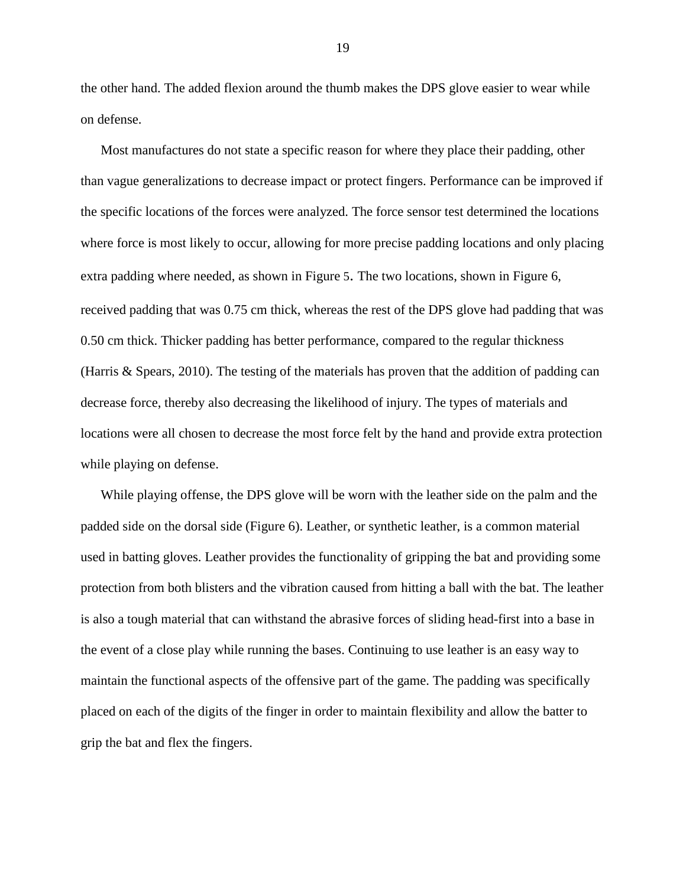the other hand. The added flexion around the thumb makes the DPS glove easier to wear while on defense.

Most manufactures do not state a specific reason for where they place their padding, other than vague generalizations to decrease impact or protect fingers. Performance can be improved if the specific locations of the forces were analyzed. The force sensor test determined the locations where force is most likely to occur, allowing for more precise padding locations and only placing extra padding where needed, as shown in Figure 5. The two locations, shown in Figure 6, received padding that was 0.75 cm thick, whereas the rest of the DPS glove had padding that was 0.50 cm thick. Thicker padding has better performance, compared to the regular thickness (Harris & Spears, 2010). The testing of the materials has proven that the addition of padding can decrease force, thereby also decreasing the likelihood of injury. The types of materials and locations were all chosen to decrease the most force felt by the hand and provide extra protection while playing on defense.

While playing offense, the DPS glove will be worn with the leather side on the palm and the padded side on the dorsal side (Figure 6). Leather, or synthetic leather, is a common material used in batting gloves. Leather provides the functionality of gripping the bat and providing some protection from both blisters and the vibration caused from hitting a ball with the bat. The leather is also a tough material that can withstand the abrasive forces of sliding head-first into a base in the event of a close play while running the bases. Continuing to use leather is an easy way to maintain the functional aspects of the offensive part of the game. The padding was specifically placed on each of the digits of the finger in order to maintain flexibility and allow the batter to grip the bat and flex the fingers.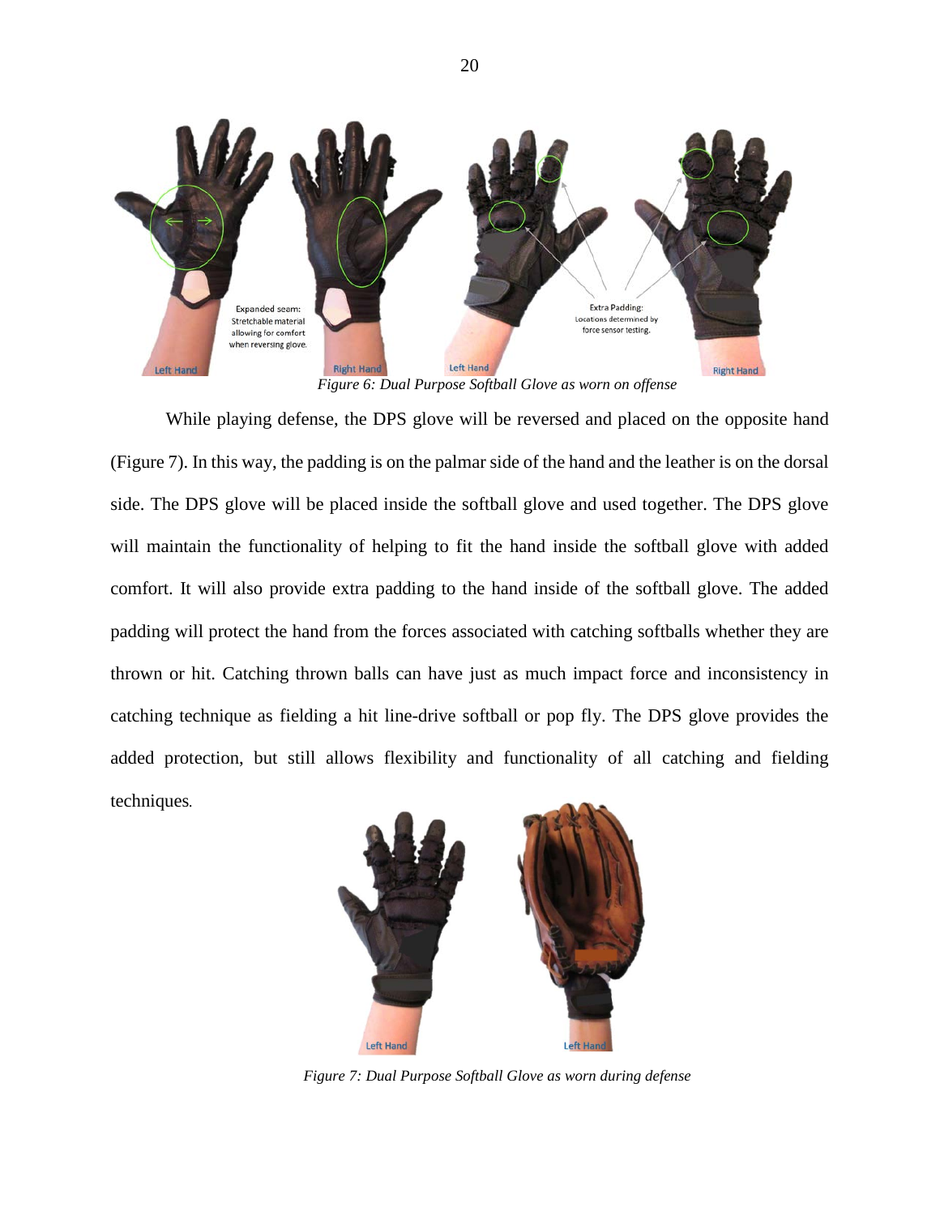*Figure 6: Dual Purpose Softball Glove as worn on offense*

While playing defense, the DPS glove will be reversed and placed on the opposite hand (Figure 7). In this way, the padding is on the palmar side of the hand and the leather is on the dorsal side. The DPS glove will be placed inside the softball glove and used together. The DPS glove will maintain the functionality of helping to fit the hand inside the softball glove with added comfort. It will also provide extra padding to the hand inside of the softball glove. The added padding will protect the hand from the forces associated with catching softballs whether they are thrown or hit. Catching thrown balls can have just as much impact force and inconsistency in catching technique as fielding a hit line-drive softball or pop fly. The DPS glove provides the added protection, but still allows flexibility and functionality of all catching and fielding techniques.

*Figure 7: Dual Purpose Softball Glove as worn during defense*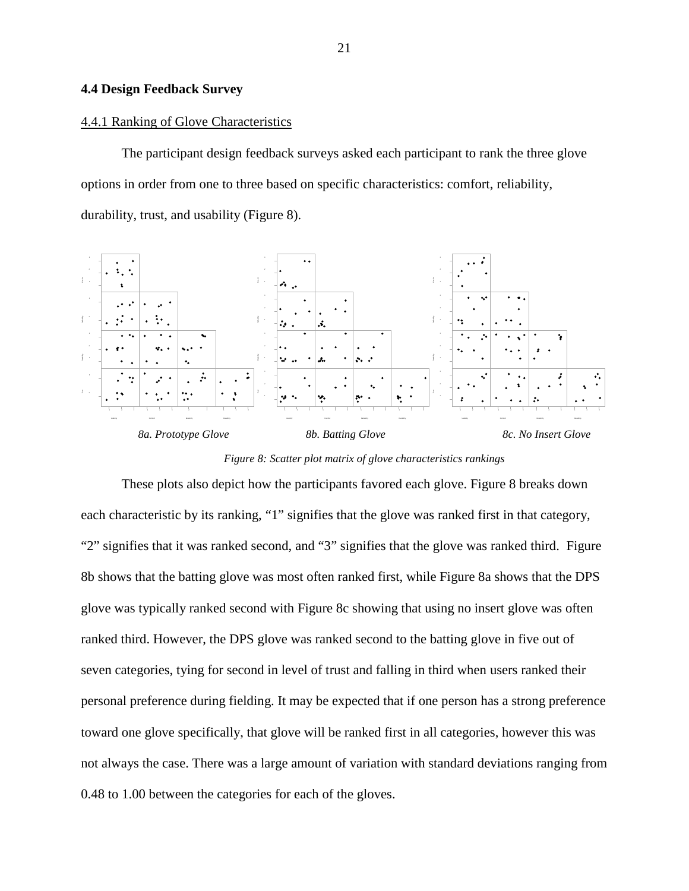### 4.4 Design Feedback Survey

#### 4.4.1 Ranking of Glove Characteristics

The participant design feedback surveys asked each participant to rank the three glove options in order from one to three based on specific characteristics: comfort, reliability, durability, trust, and usability (Figure 8).

*8a. Prototype Glove* *8b. Batting Glove* *8c. No Insert Glove*

*Figure 8: Scatter plot matrix of glove characteristics rankings*

These plots also depict how the participants favored each glove. Figure 8 breaks down each characteristic by its ranking, “1” signifies that the glove was ranked first in that category, “2” signifies that it was ranked second, and “3” signifies that the glove was ranked third. Figure 8b shows that the batting glove was most often ranked first, while Figure 8a shows that the DPS glove was typically ranked second with Figure 8c showing that using no insert glove was often ranked third. However, the DPS glove was ranked second to the batting glove in five out of seven categories, tying for second in level of trust and falling in third when users ranked their personal preference during fielding. It may be expected that if one person has a strong preference toward one glove specifically, that glove will be ranked first in all categories, however this was not always the case. There was a large amount of variation with standard deviations ranging from 0.48 to 1.00 between the categories for each of the gloves.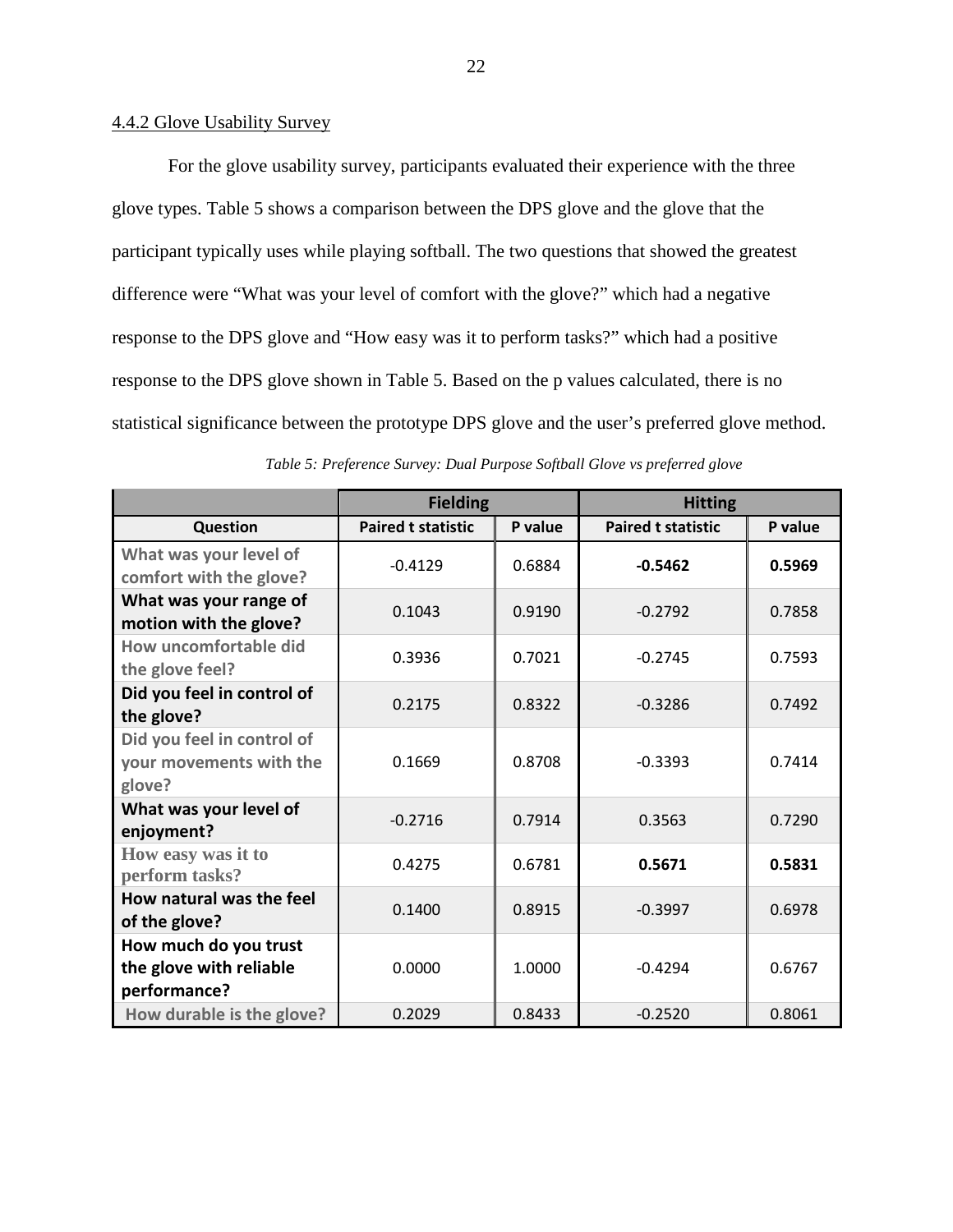### 4.4.2 Glove Usability Survey

For the glove usability survey, participants evaluated their experience with the three glove types. Table 5 shows a comparison between the DPS glove and the glove that the participant typically uses while playing softball. The two questions that showed the greatest difference were "What was your level of comfort with the glove?" which had a negative response to the DPS glove and "How easy was it to perform tasks?" which had a positive response to the DPS glove shown in Table 5. Based on the p values calculated, there is no statistical significance between the prototype DPS glove and the user's preferred glove method.

*Table 5: Preference Survey: Dual Purpose Softball Glove vs preferred glove*

| | Fielding | | Hitting | |
|---|---|---|---|---|
| **Question** | **Paired t statistic** | **P value** | **Paired t statistic** | **P value** |
| **What was your level of comfort with the glove?** | -0.4129 | 0.6884 | **-0.5462** | **0.5969** |
| **What was your range of motion with the glove?** | 0.1043 | 0.9190 | -0.2792 | 0.7858 |
| **How uncomfortable did the glove feel?** | 0.3936 | 0.7021 | -0.2745 | 0.7593 |
| **Did you feel in control of the glove?** | 0.2175 | 0.8322 | -0.3286 | 0.7492 |
| **Did you feel in control of your movements with the glove?** | 0.1669 | 0.8708 | -0.3393 | 0.7414 |
| **What was your level of enjoyment?** | -0.2716 | 0.7914 | 0.3563 | 0.7290 |
| **How easy was it to perform tasks?** | 0.4275 | 0.6781 | **0.5671** | **0.5831** |
| **How natural was the feel of the glove?** | 0.1400 | 0.8915 | -0.3997 | 0.6978 |
| **How much do you trust the glove with reliable performance?** | 0.0000 | 1.0000 | -0.4294 | 0.6767 |
| **How durable is the glove?** | 0.2029 | 0.8433 | -0.2520 | 0.8061 |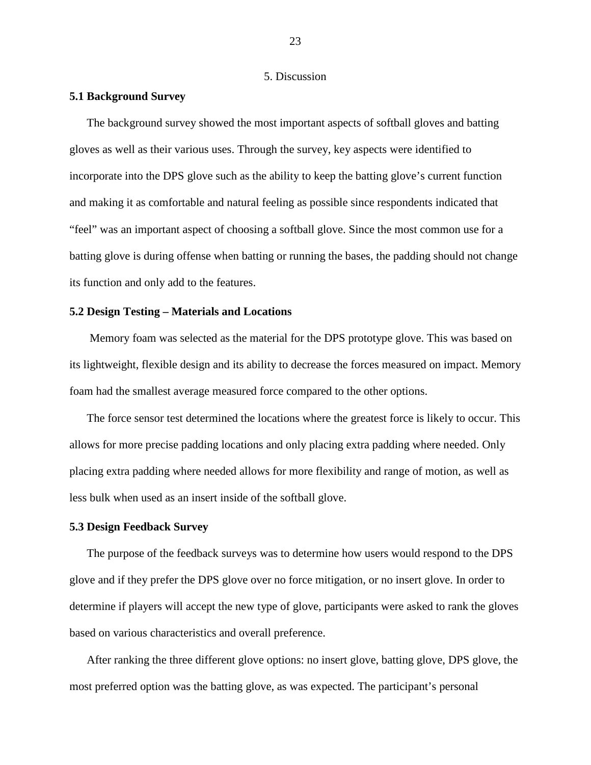# 5. Discussion

## 5.1 Background Survey

The background survey showed the most important aspects of softball gloves and batting gloves as well as their various uses. Through the survey, key aspects were identified to incorporate into the DPS glove such as the ability to keep the batting glove's current function and making it as comfortable and natural feeling as possible since respondents indicated that "feel" was an important aspect of choosing a softball glove. Since the most common use for a batting glove is during offense when batting or running the bases, the padding should not change its function and only add to the features.

## 5.2 Design Testing – Materials and Locations

Memory foam was selected as the material for the DPS prototype glove. This was based on its lightweight, flexible design and its ability to decrease the forces measured on impact. Memory foam had the smallest average measured force compared to the other options.

The force sensor test determined the locations where the greatest force is likely to occur. This allows for more precise padding locations and only placing extra padding where needed. Only placing extra padding where needed allows for more flexibility and range of motion, as well as less bulk when used as an insert inside of the softball glove.

## 5.3 Design Feedback Survey

The purpose of the feedback surveys was to determine how users would respond to the DPS glove and if they prefer the DPS glove over no force mitigation, or no insert glove. In order to determine if players will accept the new type of glove, participants were asked to rank the gloves based on various characteristics and overall preference.

After ranking the three different glove options: no insert glove, batting glove, DPS glove, the most preferred option was the batting glove, as was expected. The participant's personal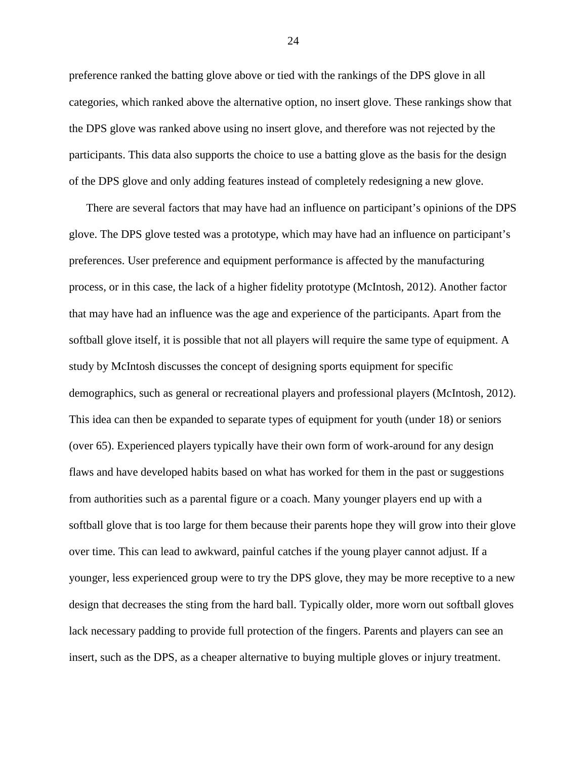preference ranked the batting glove above or tied with the rankings of the DPS glove in all categories, which ranked above the alternative option, no insert glove. These rankings show that the DPS glove was ranked above using no insert glove, and therefore was not rejected by the participants. This data also supports the choice to use a batting glove as the basis for the design of the DPS glove and only adding features instead of completely redesigning a new glove.

There are several factors that may have had an influence on participant's opinions of the DPS glove. The DPS glove tested was a prototype, which may have had an influence on participant's preferences. User preference and equipment performance is affected by the manufacturing process, or in this case, the lack of a higher fidelity prototype (McIntosh, 2012). Another factor that may have had an influence was the age and experience of the participants. Apart from the softball glove itself, it is possible that not all players will require the same type of equipment. A study by McIntosh discusses the concept of designing sports equipment for specific demographics, such as general or recreational players and professional players (McIntosh, 2012). This idea can then be expanded to separate types of equipment for youth (under 18) or seniors (over 65). Experienced players typically have their own form of work-around for any design flaws and have developed habits based on what has worked for them in the past or suggestions from authorities such as a parental figure or a coach. Many younger players end up with a softball glove that is too large for them because their parents hope they will grow into their glove over time. This can lead to awkward, painful catches if the young player cannot adjust. If a younger, less experienced group were to try the DPS glove, they may be more receptive to a new design that decreases the sting from the hard ball. Typically older, more worn out softball gloves lack necessary padding to provide full protection of the fingers. Parents and players can see an insert, such as the DPS, as a cheaper alternative to buying multiple gloves or injury treatment.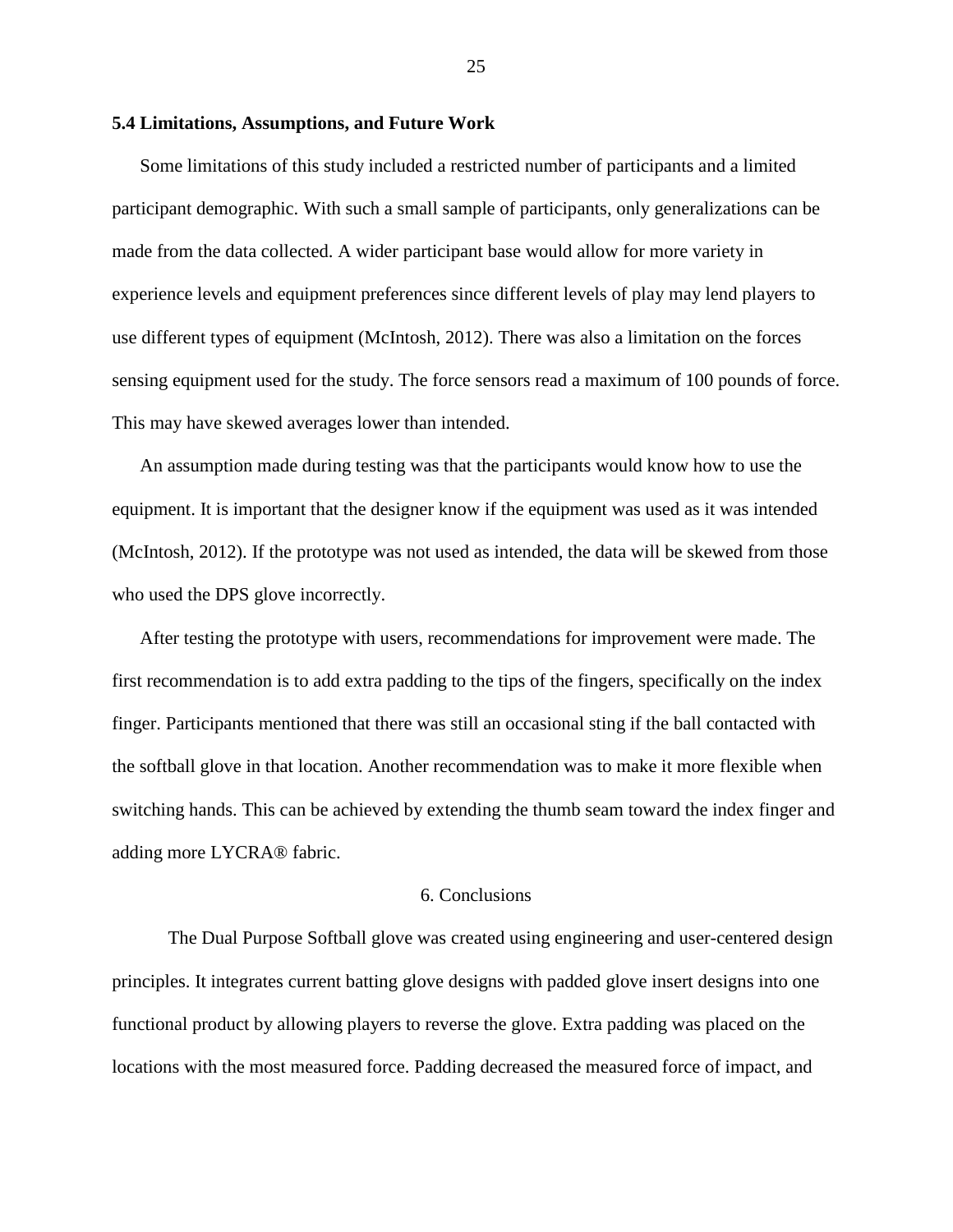### 5.4 Limitations, Assumptions, and Future Work

Some limitations of this study included a restricted number of participants and a limited participant demographic. With such a small sample of participants, only generalizations can be made from the data collected. A wider participant base would allow for more variety in experience levels and equipment preferences since different levels of play may lend players to use different types of equipment (McIntosh, 2012). There was also a limitation on the forces sensing equipment used for the study. The force sensors read a maximum of 100 pounds of force. This may have skewed averages lower than intended.

An assumption made during testing was that the participants would know how to use the equipment. It is important that the designer know if the equipment was used as it was intended (McIntosh, 2012). If the prototype was not used as intended, the data will be skewed from those who used the DPS glove incorrectly.

After testing the prototype with users, recommendations for improvement were made. The first recommendation is to add extra padding to the tips of the fingers, specifically on the index finger. Participants mentioned that there was still an occasional sting if the ball contacted with the softball glove in that location. Another recommendation was to make it more flexible when switching hands. This can be achieved by extending the thumb seam toward the index finger and adding more LYCRA® fabric.

## 6. Conclusions

The Dual Purpose Softball glove was created using engineering and user-centered design principles. It integrates current batting glove designs with padded glove insert designs into one functional product by allowing players to reverse the glove. Extra padding was placed on the locations with the most measured force. Padding decreased the measured force of impact, and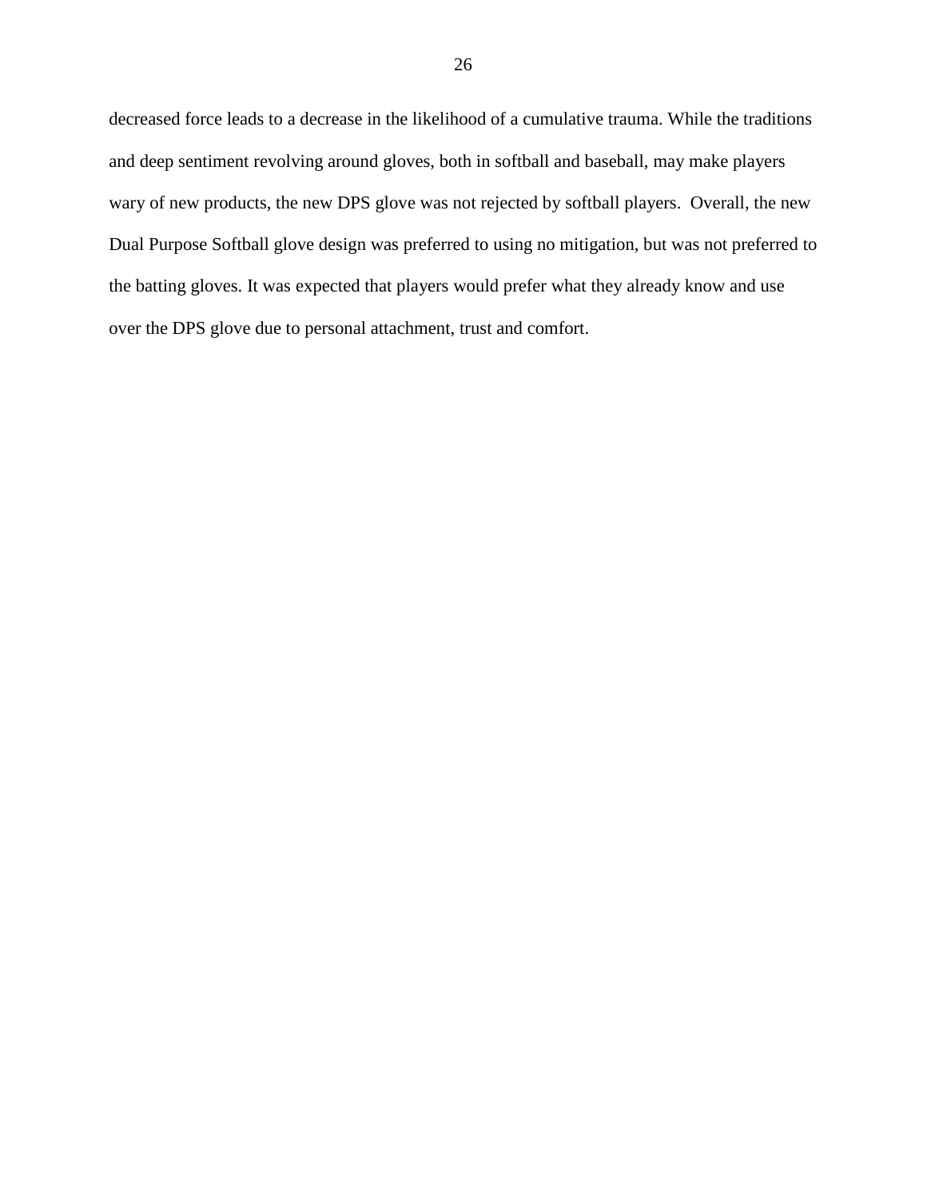decreased force leads to a decrease in the likelihood of a cumulative trauma. While the traditions and deep sentiment revolving around gloves, both in softball and baseball, may make players wary of new products, the new DPS glove was not rejected by softball players. Overall, the new Dual Purpose Softball glove design was preferred to using no mitigation, but was not preferred to the batting gloves. It was expected that players would prefer what they already know and use over the DPS glove due to personal attachment, trust and comfort.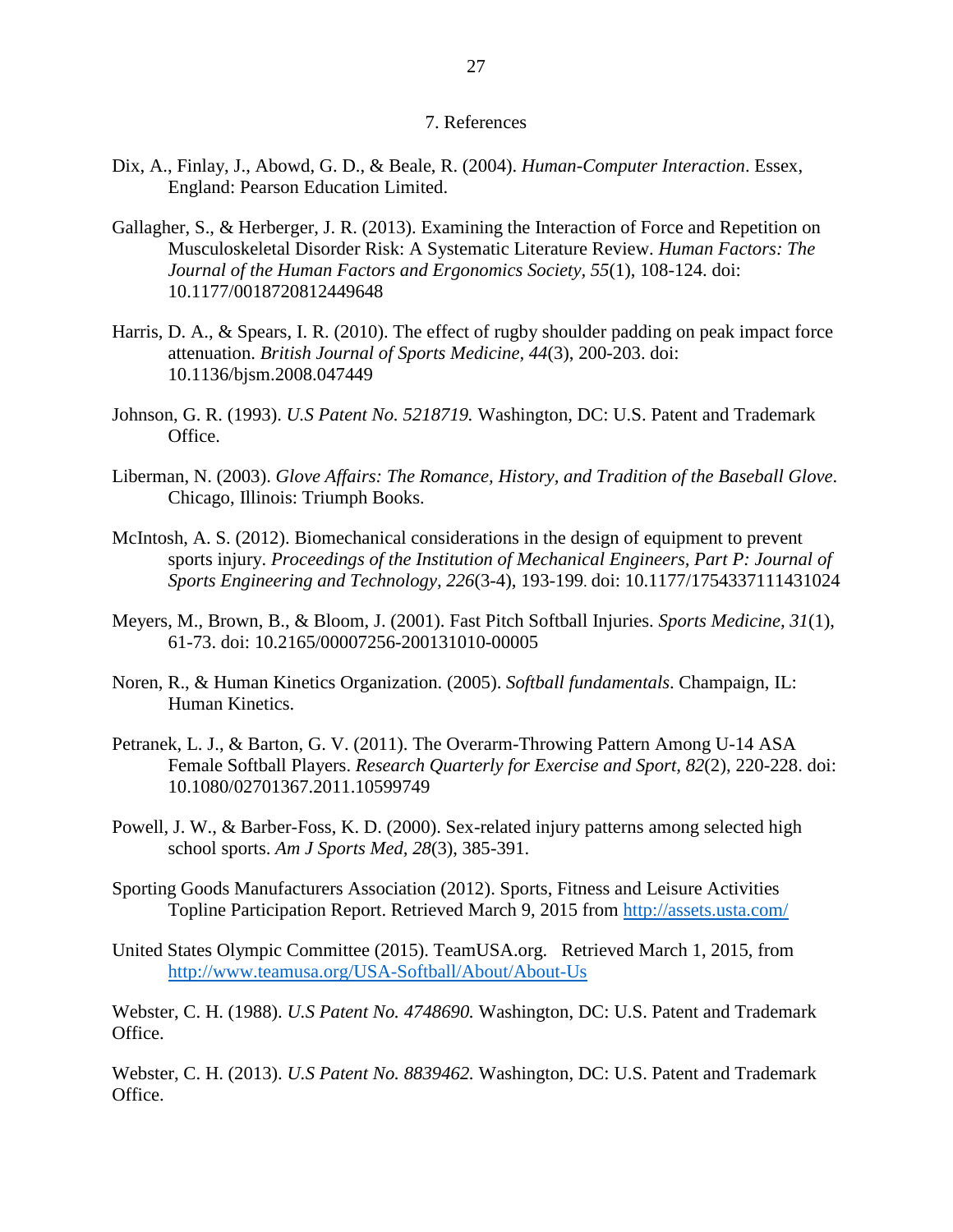# 7. References

Dix, A., Finlay, J., Abowd, G. D., & Beale, R. (2004). *Human-Computer Interaction*. Essex, England: Pearson Education Limited.

Gallagher, S., & Herberger, J. R. (2013). Examining the Interaction of Force and Repetition on Musculoskeletal Disorder Risk: A Systematic Literature Review. *Human Factors: The Journal of the Human Factors and Ergonomics Society, 55*(1), 108-124. doi: 10.1177/0018720812449648

Harris, D. A., & Spears, I. R. (2010). The effect of rugby shoulder padding on peak impact force attenuation. *British Journal of Sports Medicine, 44*(3), 200-203. doi: 10.1136/bjsm.2008.047449

Johnson, G. R. (1993). *U.S Patent No. 5218719.* Washington, DC: U.S. Patent and Trademark Office.

Liberman, N. (2003). *Glove Affairs: The Romance, History, and Tradition of the Baseball Glove*. Chicago, Illinois: Triumph Books.

McIntosh, A. S. (2012). Biomechanical considerations in the design of equipment to prevent sports injury. *Proceedings of the Institution of Mechanical Engineers, Part P: Journal of Sports Engineering and Technology, 226*(3-4), 193-199. doi: 10.1177/1754337111431024

Meyers, M., Brown, B., & Bloom, J. (2001). Fast Pitch Softball Injuries. *Sports Medicine, 31*(1), 61-73. doi: 10.2165/00007256-200131010-00005

Noren, R., & Human Kinetics Organization. (2005). *Softball fundamentals*. Champaign, IL: Human Kinetics.

Petranek, L. J., & Barton, G. V. (2011). The Overarm-Throwing Pattern Among U-14 ASA Female Softball Players. *Research Quarterly for Exercise and Sport, 82*(2), 220-228. doi: 10.1080/02701367.2011.10599749

Powell, J. W., & Barber-Foss, K. D. (2000). Sex-related injury patterns among selected high school sports. *Am J Sports Med, 28*(3), 385-391.

Sporting Goods Manufacturers Association (2012). Sports, Fitness and Leisure Activities Topline Participation Report. Retrieved March 9, 2015 from http://assets.usta.com/

United States Olympic Committee (2015). TeamUSA.org. Retrieved March 1, 2015, from http://www.teamusa.org/USA-Softball/About/About-Us

Webster, C. H. (1988). *U.S Patent No. 4748690.* Washington, DC: U.S. Patent and Trademark Office.

Webster, C. H. (2013). *U.S Patent No. 8839462.* Washington, DC: U.S. Patent and Trademark Office.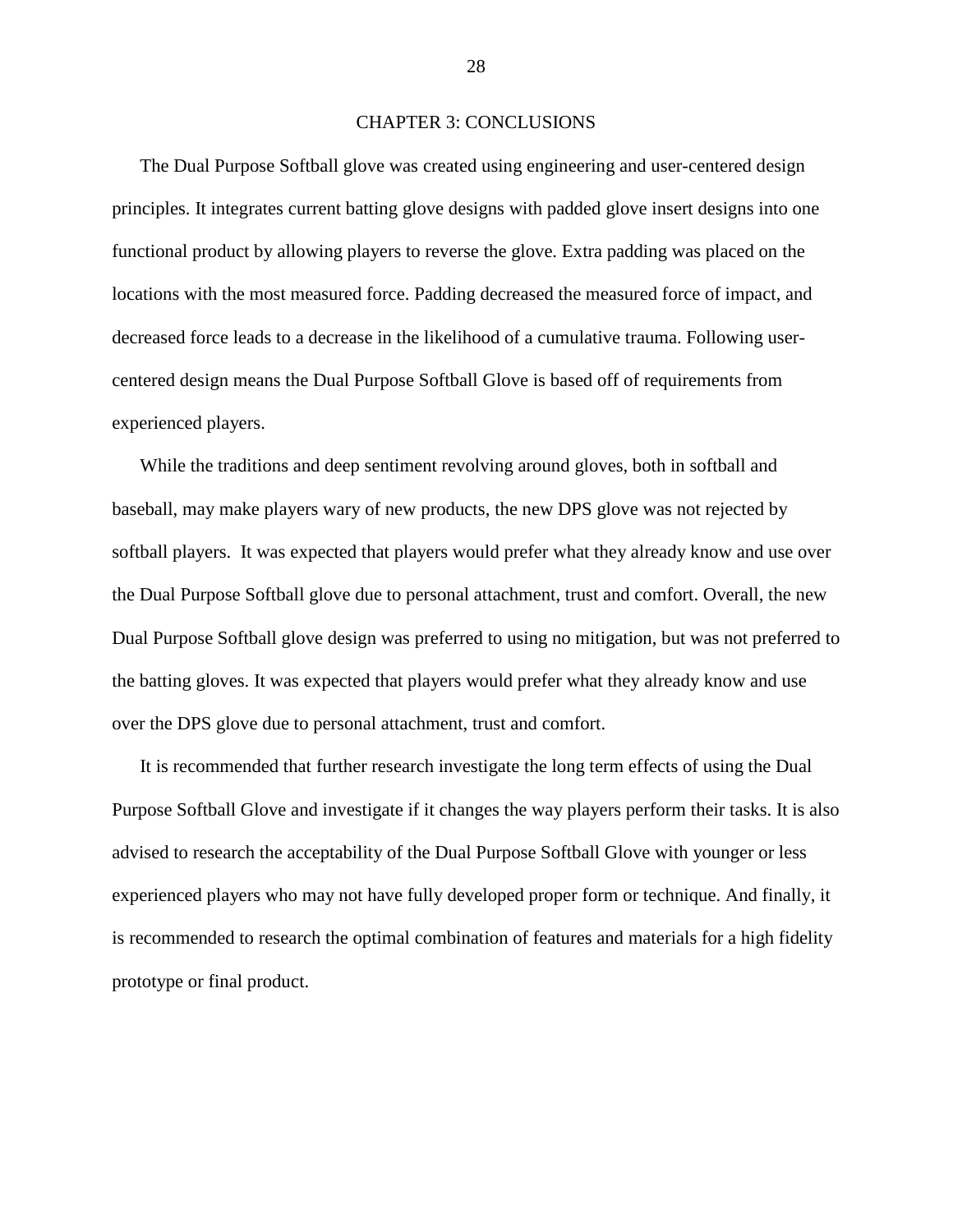# CHAPTER 3: CONCLUSIONS

The Dual Purpose Softball glove was created using engineering and user-centered design principles. It integrates current batting glove designs with padded glove insert designs into one functional product by allowing players to reverse the glove. Extra padding was placed on the locations with the most measured force. Padding decreased the measured force of impact, and decreased force leads to a decrease in the likelihood of a cumulative trauma. Following user-centered design means the Dual Purpose Softball Glove is based off of requirements from experienced players.

While the traditions and deep sentiment revolving around gloves, both in softball and baseball, may make players wary of new products, the new DPS glove was not rejected by softball players. It was expected that players would prefer what they already know and use over the Dual Purpose Softball glove due to personal attachment, trust and comfort. Overall, the new Dual Purpose Softball glove design was preferred to using no mitigation, but was not preferred to the batting gloves. It was expected that players would prefer what they already know and use over the DPS glove due to personal attachment, trust and comfort.

It is recommended that further research investigate the long term effects of using the Dual Purpose Softball Glove and investigate if it changes the way players perform their tasks. It is also advised to research the acceptability of the Dual Purpose Softball Glove with younger or less experienced players who may not have fully developed proper form or technique. And finally, it is recommended to research the optimal combination of features and materials for a high fidelity prototype or final product.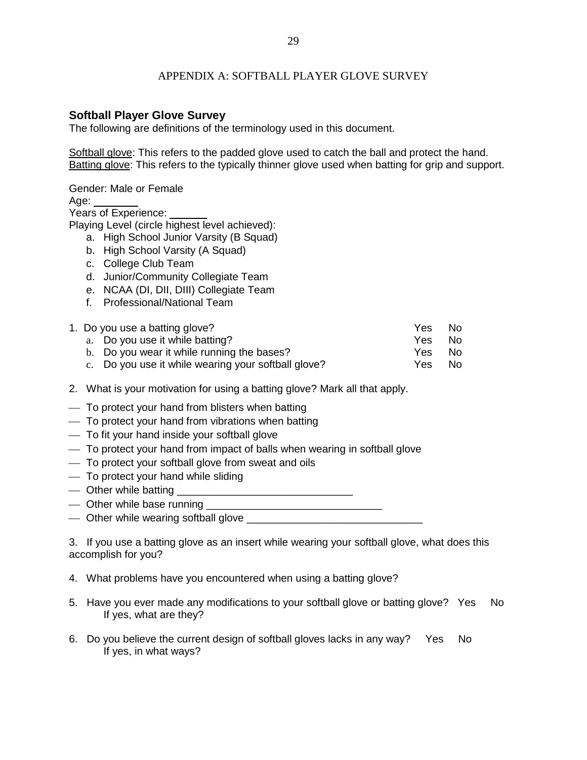# APPENDIX A: SOFTBALL PLAYER GLOVE SURVEY

## Softball Player Glove Survey

The following are definitions of the terminology used in this document.

Softball glove: This refers to the padded glove used to catch the ball and protect the hand.
Batting glove: This refers to the typically thinner glove used when batting for grip and support.

Gender: Male or Female
Age: ________
Years of Experience: ______
Playing Level (circle highest level achieved):

a. High School Junior Varsity (B Squad)
b. High School Varsity (A Squad)
c. College Club Team
d. Junior/Community Collegiate Team
e. NCAA (DI, DII, DIII) Collegiate Team
f. Professional/National Team

1. Do you use a batting glove? Yes No
   a. Do you use it while batting? Yes No
   b. Do you wear it while running the bases? Yes No
   c. Do you use it while wearing your softball glove? Yes No

2. What is your motivation for using a batting glove? Mark all that apply.

— To protect your hand from blisters when batting
— To protect your hand from vibrations when batting
— To fit your hand inside your softball glove
— To protect your hand from impact of balls when wearing in softball glove
— To protect your softball glove from sweat and oils
— To protect your hand while sliding
— Other while batting ______________________________
— Other while base running ______________________________
— Other while wearing softball glove ______________________________

3. If you use a batting glove as an insert while wearing your softball glove, what does this accomplish for you?

4. What problems have you encountered when using a batting glove?

5. Have you ever made any modifications to your softball glove or batting glove? Yes No
   If yes, what are they?

6. Do you believe the current design of softball gloves lacks in any way? Yes No
   If yes, in what ways?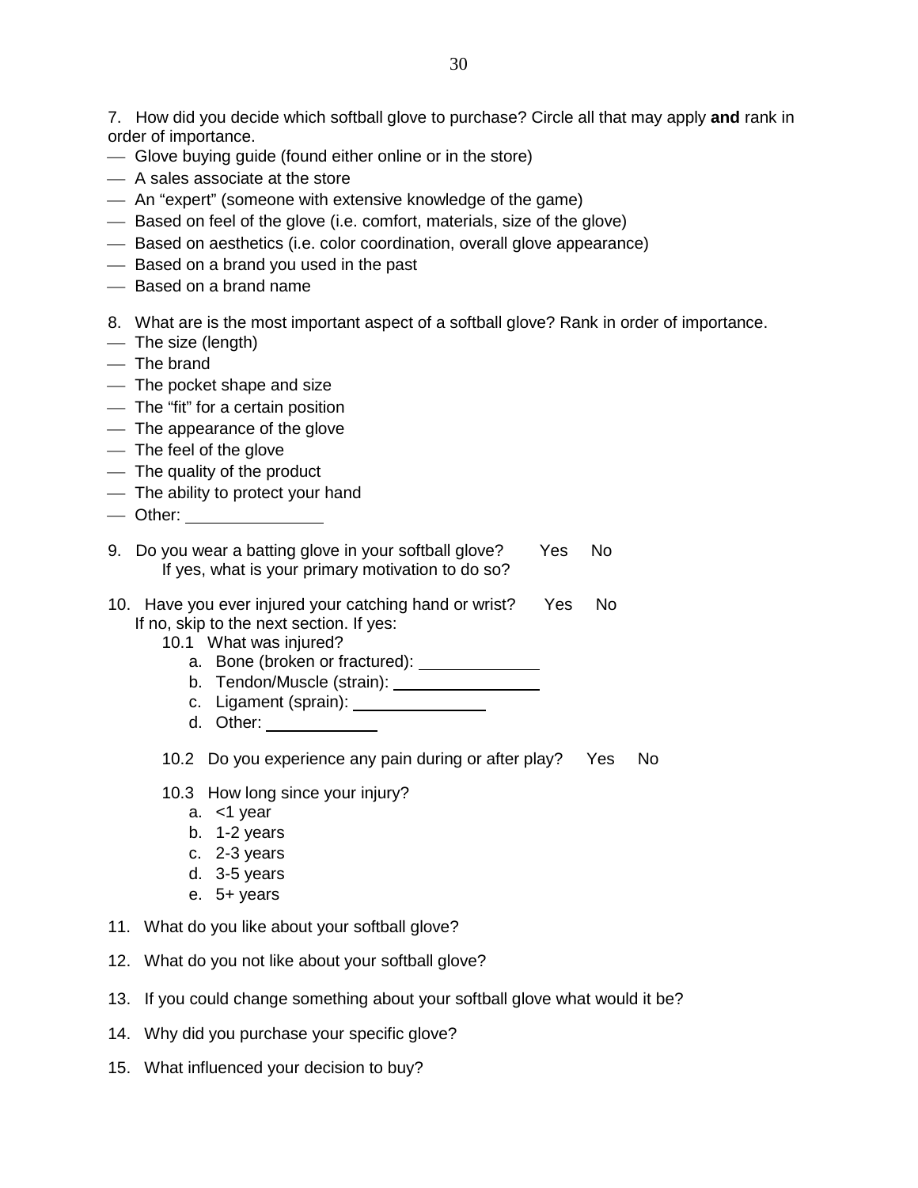7. How did you decide which softball glove to purchase? Circle all that may apply **and** rank in order of importance.

- Glove buying guide (found either online or in the store)
- A sales associate at the store
- An "expert" (someone with extensive knowledge of the game)
- Based on feel of the glove (i.e. comfort, materials, size of the glove)
- Based on aesthetics (i.e. color coordination, overall glove appearance)
- Based on a brand you used in the past
- Based on a brand name

8. What are is the most important aspect of a softball glove? Rank in order of importance.

- The size (length)
- The brand
- The pocket shape and size
- The "fit" for a certain position
- The appearance of the glove
- The feel of the glove
- The quality of the product
- The ability to protect your hand
- Other: \_\_\_\_\_\_\_\_\_\_\_\_\_\_

9. Do you wear a batting glove in your softball glove? Yes No
   If yes, what is your primary motivation to do so?

10. Have you ever injured your catching hand or wrist? Yes No
    If no, skip to the next section. If yes:
    - 10.1 What was injured?
      - a. Bone (broken or fractured): \_\_\_\_\_\_\_\_\_\_\_\_
      - b. Tendon/Muscle (strain): \_\_\_\_\_\_\_\_\_\_\_\_\_\_\_
      - c. Ligament (sprain): \_\_\_\_\_\_\_\_\_\_\_\_\_\_
      - d. Other: \_\_\_\_\_\_\_\_\_\_\_
    - 10.2 Do you experience any pain during or after play? Yes No
    - 10.3 How long since your injury?
      - a. <1 year
      - b. 1-2 years
      - c. 2-3 years
      - d. 3-5 years
      - e. 5+ years

11. What do you like about your softball glove?

12. What do you not like about your softball glove?

13. If you could change something about your softball glove what would it be?

14. Why did you purchase your specific glove?

15. What influenced your decision to buy?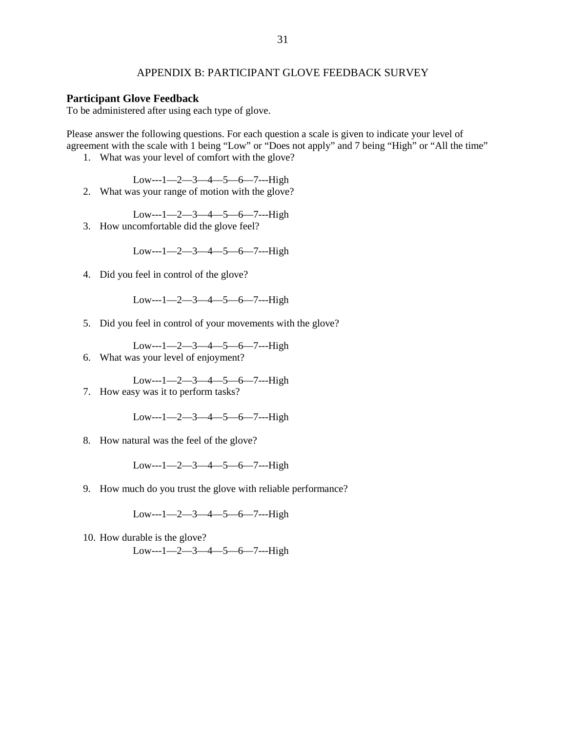APPENDIX B: PARTICIPANT GLOVE FEEDBACK SURVEY

**Participant Glove Feedback**
To be administered after using each type of glove.

Please answer the following questions. For each question a scale is given to indicate your level of agreement with the scale with 1 being “Low” or “Does not apply” and 7 being “High” or “All the time”

1. What was your level of comfort with the glove?

   Low---1—2—3—4—5—6—7---High

2. What was your range of motion with the glove?

   Low---1—2—3—4—5—6—7---High

3. How uncomfortable did the glove feel?

   Low---1—2—3—4—5—6—7---High

4. Did you feel in control of the glove?

   Low---1—2—3—4—5—6—7---High

5. Did you feel in control of your movements with the glove?

   Low---1—2—3—4—5—6—7---High

6. What was your level of enjoyment?

   Low---1—2—3—4—5—6—7---High

7. How easy was it to perform tasks?

   Low---1—2—3—4—5—6—7---High

8. How natural was the feel of the glove?

   Low---1—2—3—4—5—6—7---High

9. How much do you trust the glove with reliable performance?

   Low---1—2—3—4—5—6—7---High

10. How durable is the glove?

    Low---1—2—3—4—5—6—7---High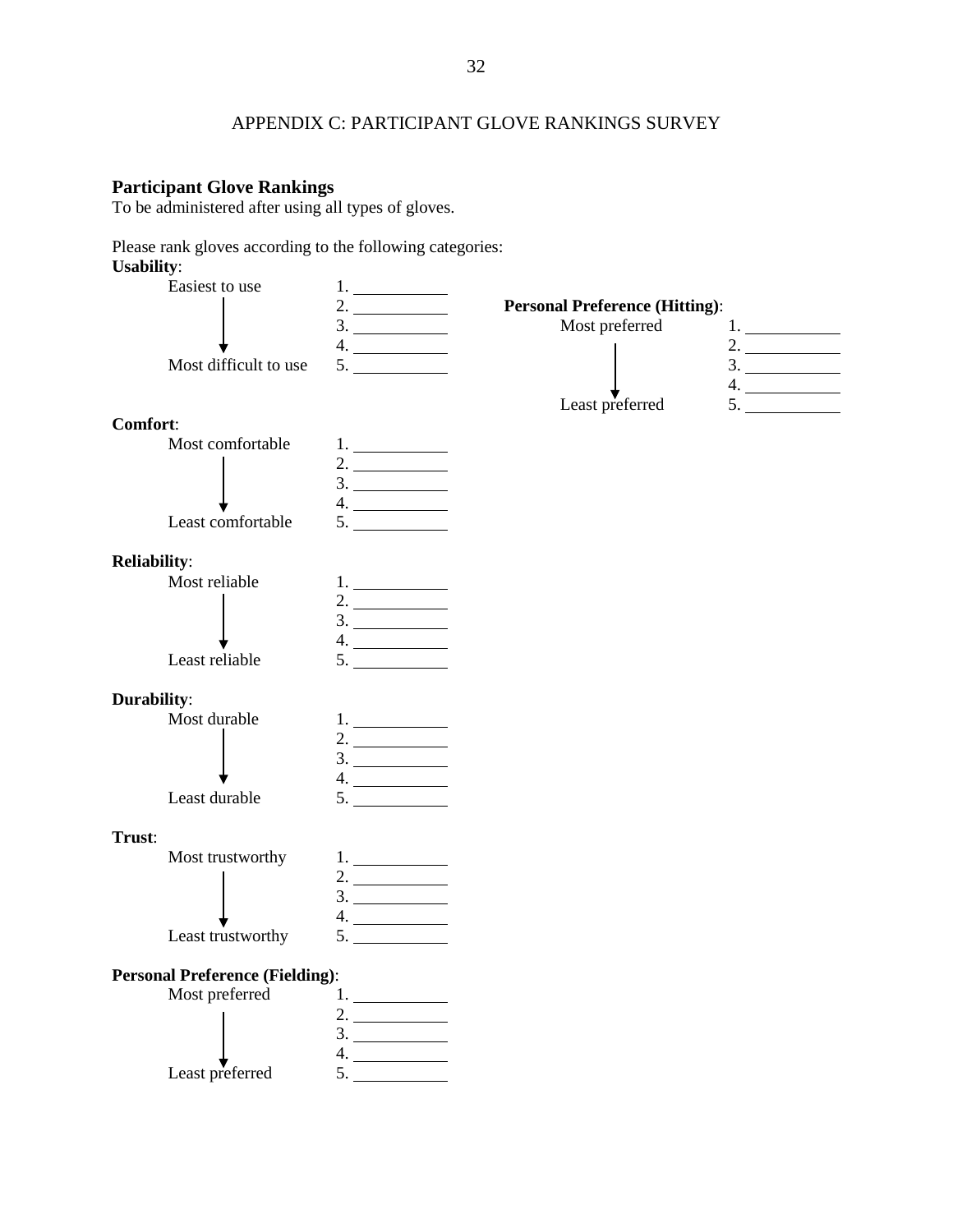APPENDIX C: PARTICIPANT GLOVE RANKINGS SURVEY

## Participant Glove Rankings

To be administered after using all types of gloves.

Please rank gloves according to the following categories:

**Usability**:

Easiest to use
1. ___________
2. ___________
3. ___________
4. ___________
5. ___________

Most difficult to use

**Comfort**:

Most comfortable
1. ___________
2. ___________
3. ___________
4. ___________
5. ___________

Least comfortable

**Reliability**:

Most reliable
1. ___________
2. ___________
3. ___________
4. ___________
5. ___________

Least reliable

**Durability**:

Most durable
1. ___________
2. ___________
3. ___________
4. ___________
5. ___________

Least durable

**Trust**:

Most trustworthy
1. ___________
2. ___________
3. ___________
4. ___________
5. ___________

Least trustworthy

**Personal Preference (Fielding)**:

Most preferred
1. ___________
2. ___________
3. ___________
4. ___________
5. ___________

Least preferred

**Personal Preference (Hitting)**:

Most preferred
1. ___________
2. ___________
3. ___________
4. ___________
5. ___________

Least preferred